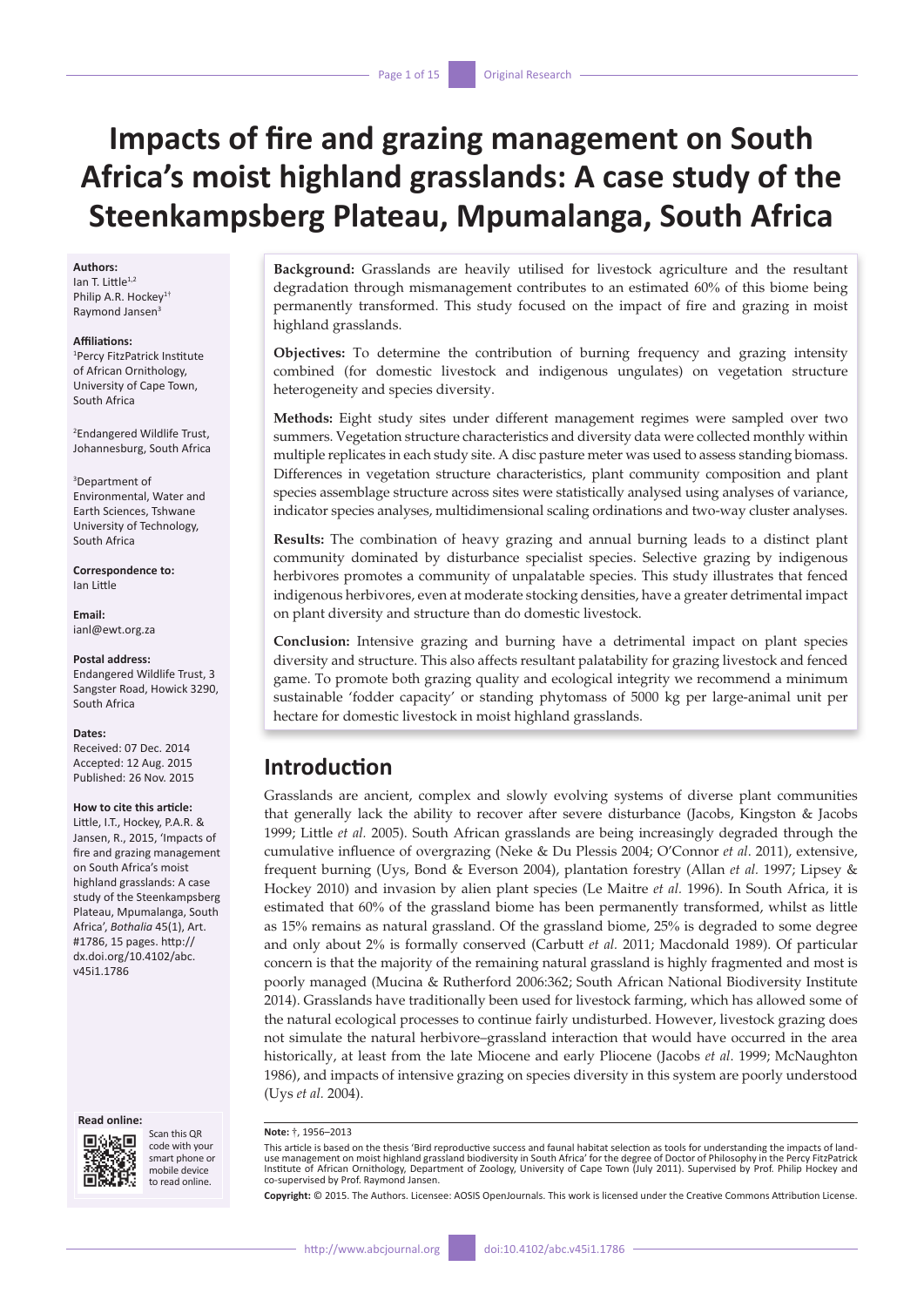# Impacts of fire and grazing management on South Africa's moist highland grasslands: A case study of the Steenkampsberg Plateau, Mpumalanga, South Africa

**Authors:**
Ian T. Little[1,2]
Philip A.R. Hockey[1†]
Raymond Jansen[3]

**Affiliations:**
[1]Percy FitzPatrick Institute of African Ornithology, University of Cape Town, South Africa

[2]Endangered Wildlife Trust, Johannesburg, South Africa

[3]Department of Environmental, Water and Earth Sciences, Tshwane University of Technology, South Africa

**Correspondence to:**
Ian Little

**Email:**
ianl@ewt.org.za

**Postal address:**
Endangered Wildlife Trust, 3 Sangster Road, Howick 3290, South Africa

**Dates:**
Received: 07 Dec. 2014
Accepted: 12 Aug. 2015
Published: 26 Nov. 2015

**How to cite this article:**
Little, I.T., Hockey, P.A.R. & Jansen, R., 2015, 'Impacts of fire and grazing management on South Africa's moist highland grasslands: A case study of the Steenkampsberg Plateau, Mpumalanga, South Africa', *Bothalia* 45(1), Art. #1786, 15 pages. http://dx.doi.org/10.4102/abc.v45i1.1786

**Read online:**
Scan this QR code with your smart phone or mobile device to read online.

**Background:** Grasslands are heavily utilised for livestock agriculture and the resultant degradation through mismanagement contributes to an estimated 60% of this biome being permanently transformed. This study focused on the impact of fire and grazing in moist highland grasslands.

**Objectives:** To determine the contribution of burning frequency and grazing intensity combined (for domestic livestock and indigenous ungulates) on vegetation structure heterogeneity and species diversity.

**Methods:** Eight study sites under different management regimes were sampled over two summers. Vegetation structure characteristics and diversity data were collected monthly within multiple replicates in each study site. A disc pasture meter was used to assess standing biomass. Differences in vegetation structure characteristics, plant community composition and plant species assemblage structure across sites were statistically analysed using analyses of variance, indicator species analyses, multidimensional scaling ordinations and two-way cluster analyses.

**Results:** The combination of heavy grazing and annual burning leads to a distinct plant community dominated by disturbance specialist species. Selective grazing by indigenous herbivores promotes a community of unpalatable species. This study illustrates that fenced indigenous herbivores, even at moderate stocking densities, have a greater detrimental impact on plant diversity and structure than do domestic livestock.

**Conclusion:** Intensive grazing and burning have a detrimental impact on plant species diversity and structure. This also affects resultant palatability for grazing livestock and fenced game. To promote both grazing quality and ecological integrity we recommend a minimum sustainable 'fodder capacity' or standing phytomass of 5000 kg per large-animal unit per hectare for domestic livestock in moist highland grasslands.

## Introduction

Grasslands are ancient, complex and slowly evolving systems of diverse plant communities that generally lack the ability to recover after severe disturbance (Jacobs, Kingston & Jacobs 1999; Little *et al.* 2005). South African grasslands are being increasingly degraded through the cumulative influence of overgrazing (Neke & Du Plessis 2004; O'Connor *et al.* 2011), extensive, frequent burning (Uys, Bond & Everson 2004), plantation forestry (Allan *et al.* 1997; Lipsey & Hockey 2010) and invasion by alien plant species (Le Maitre *et al.* 1996). In South Africa, it is estimated that 60% of the grassland biome has been permanently transformed, whilst as little as 15% remains as natural grassland. Of the grassland biome, 25% is degraded to some degree and only about 2% is formally conserved (Carbutt *et al.* 2011; Macdonald 1989). Of particular concern is that the majority of the remaining natural grassland is highly fragmented and most is poorly managed (Mucina & Rutherford 2006:362; South African National Biodiversity Institute 2014). Grasslands have traditionally been used for livestock farming, which has allowed some of the natural ecological processes to continue fairly undisturbed. However, livestock grazing does not simulate the natural herbivore–grassland interaction that would have occurred in the area historically, at least from the late Miocene and early Pliocene (Jacobs *et al.* 1999; McNaughton 1986), and impacts of intensive grazing on species diversity in this system are poorly understood (Uys *et al.* 2004).

**Note:** †, 1956–2013

This article is based on the thesis 'Bird reproductive success and faunal habitat selection as tools for understanding the impacts of land-use management on moist highland grassland biodiversity in South Africa' for the degree of Doctor of Philosophy in the Percy FitzPatrick Institute of African Ornithology, Department of Zoology, University of Cape Town (July 2011). Supervised by Prof. Philip Hockey and co-supervised by Prof. Raymond Jansen.

**Copyright:** © 2015. The Authors. Licensee: AOSIS OpenJournals. This work is licensed under the Creative Commons Attribution License.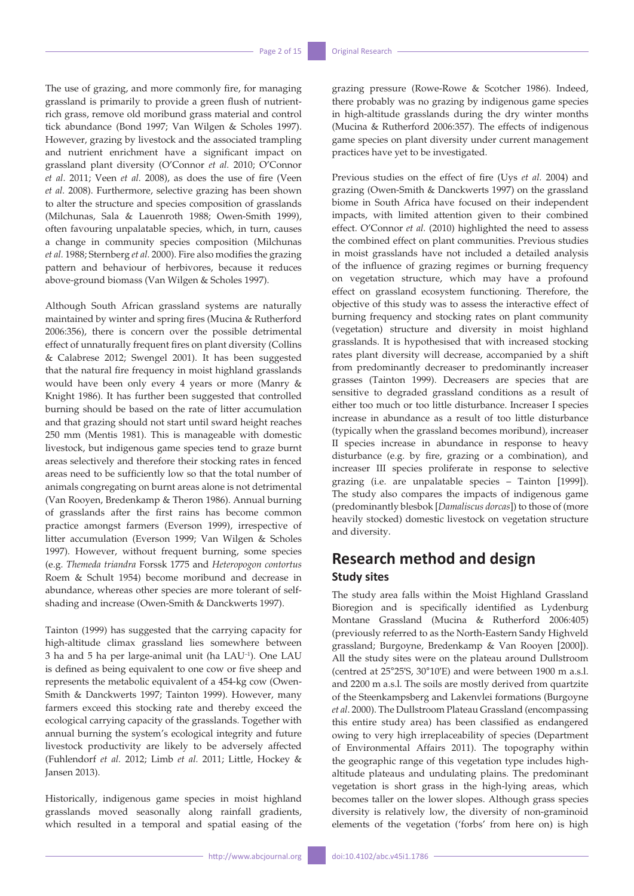The use of grazing, and more commonly fire, for managing grassland is primarily to provide a green flush of nutrient-rich grass, remove old moribund grass material and control tick abundance (Bond 1997; Van Wilgen & Scholes 1997). However, grazing by livestock and the associated trampling and nutrient enrichment have a significant impact on grassland plant diversity (O'Connor *et al.* 2010; O'Connor *et al*. 2011; Veen *et al.* 2008), as does the use of fire (Veen *et al.* 2008). Furthermore, selective grazing has been shown to alter the structure and species composition of grasslands (Milchunas, Sala & Lauenroth 1988; Owen-Smith 1999), often favouring unpalatable species, which, in turn, causes a change in community species composition (Milchunas *et al.* 1988; Sternberg *et al.* 2000). Fire also modifies the grazing pattern and behaviour of herbivores, because it reduces above-ground biomass (Van Wilgen & Scholes 1997).

Although South African grassland systems are naturally maintained by winter and spring fires (Mucina & Rutherford 2006:356), there is concern over the possible detrimental effect of unnaturally frequent fires on plant diversity (Collins & Calabrese 2012; Swengel 2001). It has been suggested that the natural fire frequency in moist highland grasslands would have been only every 4 years or more (Manry & Knight 1986). It has further been suggested that controlled burning should be based on the rate of litter accumulation and that grazing should not start until sward height reaches 250 mm (Mentis 1981). This is manageable with domestic livestock, but indigenous game species tend to graze burnt areas selectively and therefore their stocking rates in fenced areas need to be sufficiently low so that the total number of animals congregating on burnt areas alone is not detrimental (Van Rooyen, Bredenkamp & Theron 1986). Annual burning of grasslands after the first rains has become common practice amongst farmers (Everson 1999), irrespective of litter accumulation (Everson 1999; Van Wilgen & Scholes 1997). However, without frequent burning, some species (e.g. *Themeda triandra* Forssk 1775 and *Heteropogon contortus* Roem & Schult 1954) become moribund and decrease in abundance, whereas other species are more tolerant of self-shading and increase (Owen-Smith & Danckwerts 1997).

Tainton (1999) has suggested that the carrying capacity for high-altitude climax grassland lies somewhere between 3 ha and 5 ha per large-animal unit (ha $LAU^{-1}$). One LAU is defined as being equivalent to one cow or five sheep and represents the metabolic equivalent of a 454-kg cow (Owen-Smith & Danckwerts 1997; Tainton 1999). However, many farmers exceed this stocking rate and thereby exceed the ecological carrying capacity of the grasslands. Together with annual burning the system's ecological integrity and future livestock productivity are likely to be adversely affected (Fuhlendorf *et al.* 2012; Limb *et al.* 2011; Little, Hockey & Jansen 2013).

Historically, indigenous game species in moist highland grasslands moved seasonally along rainfall gradients, which resulted in a temporal and spatial easing of the grazing pressure (Rowe-Rowe & Scotcher 1986). Indeed, there probably was no grazing by indigenous game species in high-altitude grasslands during the dry winter months (Mucina & Rutherford 2006:357). The effects of indigenous game species on plant diversity under current management practices have yet to be investigated.

Previous studies on the effect of fire (Uys *et al.* 2004) and grazing (Owen-Smith & Danckwerts 1997) on the grassland biome in South Africa have focused on their independent impacts, with limited attention given to their combined effect. O'Connor *et al.* (2010) highlighted the need to assess the combined effect on plant communities. Previous studies in moist grasslands have not included a detailed analysis of the influence of grazing regimes or burning frequency on vegetation structure, which may have a profound effect on grassland ecosystem functioning. Therefore, the objective of this study was to assess the interactive effect of burning frequency and stocking rates on plant community (vegetation) structure and diversity in moist highland grasslands. It is hypothesised that with increased stocking rates plant diversity will decrease, accompanied by a shift from predominantly decreaser to predominantly increaser grasses (Tainton 1999). Decreasers are species that are sensitive to degraded grassland conditions as a result of either too much or too little disturbance. Increaser I species increase in abundance as a result of too little disturbance (typically when the grassland becomes moribund), increaser II species increase in abundance in response to heavy disturbance (e.g. by fire, grazing or a combination), and increaser III species proliferate in response to selective grazing (i.e. are unpalatable species – Tainton [1999]). The study also compares the impacts of indigenous game (predominantly blesbok [*Damaliscus dorcas*]) to those of (more heavily stocked) domestic livestock on vegetation structure and diversity.

## Research method and design

### Study sites

The study area falls within the Moist Highland Grassland Bioregion and is specifically identified as Lydenburg Montane Grassland (Mucina & Rutherford 2006:405) (previously referred to as the North-Eastern Sandy Highveld grassland; Burgoyne, Bredenkamp & Van Rooyen [2000]). All the study sites were on the plateau around Dullstroom (centred at 25°25′S, 30°10′E) and were between 1900 m a.s.l. and 2200 m a.s.l. The soils are mostly derived from quartzite of the Steenkampsberg and Lakenvlei formations (Burgoyne *et al.* 2000). The Dullstroom Plateau Grassland (encompassing this entire study area) has been classified as endangered owing to very high irreplaceability of species (Department of Environmental Affairs 2011). The topography within the geographic range of this vegetation type includes high-altitude plateaus and undulating plains. The predominant vegetation is short grass in the high-lying areas, which becomes taller on the lower slopes. Although grass species diversity is relatively low, the diversity of non-graminoid elements of the vegetation ('forbs' from here on) is high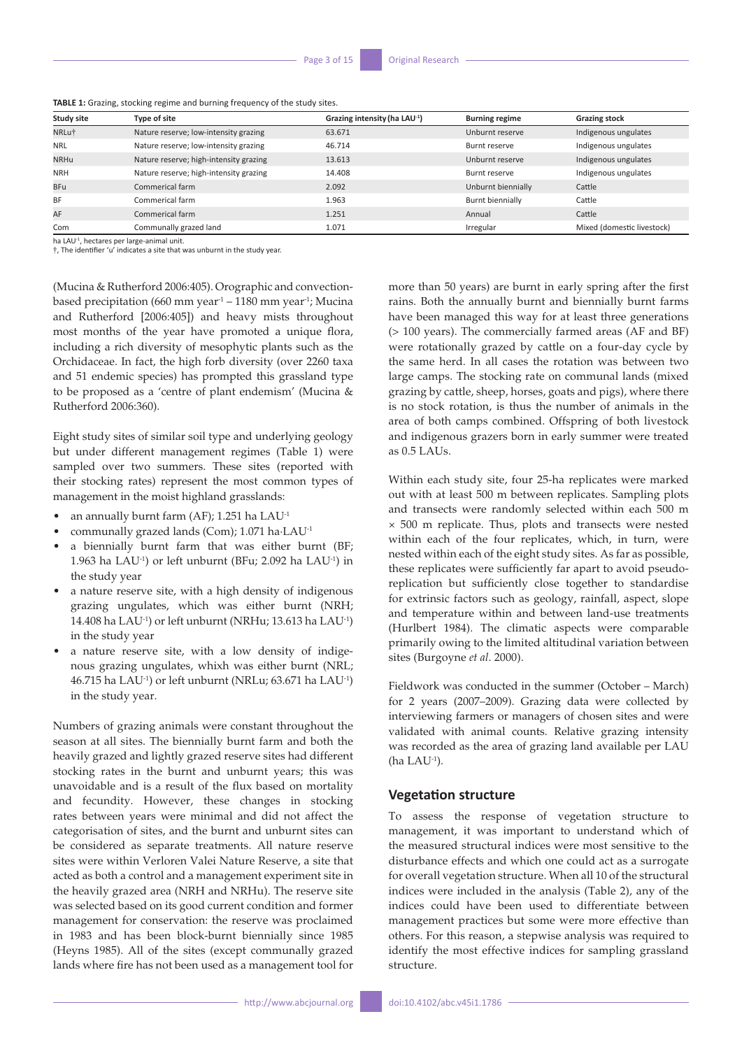**TABLE 1:** Grazing, stocking regime and burning frequency of the study sites.

| Study site | Type of site | Grazing intensity (ha $LAU^{-1}$) | Burning regime | Grazing stock |
|---|---|---|---|---|
| NRLu† | Nature reserve; low-intensity grazing | 63.671 | Unburnt reserve | Indigenous ungulates |
| NRL | Nature reserve; low-intensity grazing | 46.714 | Burnt reserve | Indigenous ungulates |
| NRHu | Nature reserve; high-intensity grazing | 13.613 | Unburnt reserve | Indigenous ungulates |
| NRH | Nature reserve; high-intensity grazing | 14.408 | Burnt reserve | Indigenous ungulates |
| BFu | Commerical farm | 2.092 | Unburnt biennially | Cattle |
| BF | Commerical farm | 1.963 | Burnt biennially | Cattle |
| AF | Commerical farm | 1.251 | Annual | Cattle |
| Com | Communally grazed land | 1.071 | Irregular | Mixed (domestic livestock) |

ha $LAU^{-1}$, hectares per large-animal unit.
†, The identifier 'u' indicates a site that was unburnt in the study year.

(Mucina & Rutherford 2006:405). Orographic and convection-based precipitation (660 mm $year^{-1}$ – 1180 mm $year^{-1}$; Mucina and Rutherford [2006:405]) and heavy mists throughout most months of the year have promoted a unique flora, including a rich diversity of mesophytic plants such as the Orchidaceae. In fact, the high forb diversity (over 2260 taxa and 51 endemic species) has prompted this grassland type to be proposed as a 'centre of plant endemism' (Mucina & Rutherford 2006:360).

Eight study sites of similar soil type and underlying geology but under different management regimes (Table 1) were sampled over two summers. These sites (reported with their stocking rates) represent the most common types of management in the moist highland grasslands:

- an annually burnt farm (AF); 1.251 ha $LAU^{-1}$
- communally grazed lands (Com); 1.071 ha·$LAU^{-1}$
- a biennially burnt farm that was either burnt (BF; 1.963 ha $LAU^{-1}$) or left unburnt (BFu; 2.092 ha $LAU^{-1}$) in the study year
- a nature reserve site, with a high density of indigenous grazing ungulates, which was either burnt (NRH; 14.408 ha $LAU^{-1}$) or left unburnt (NRHu; 13.613 ha $LAU^{-1}$) in the study year
- a nature reserve site, with a low density of indigenous grazing ungulates, whixh was either burnt (NRL; 46.715 ha $LAU^{-1}$) or left unburnt (NRLu; 63.671 ha $LAU^{-1}$) in the study year.

Numbers of grazing animals were constant throughout the season at all sites. The biennially burnt farm and both the heavily grazed and lightly grazed reserve sites had different stocking rates in the burnt and unburnt years; this was unavoidable and is a result of the flux based on mortality and fecundity. However, these changes in stocking rates between years were minimal and did not affect the categorisation of sites, and the burnt and unburnt sites can be considered as separate treatments. All nature reserve sites were within Verloren Valei Nature Reserve, a site that acted as both a control and a management experiment site in the heavily grazed area (NRH and NRHu). The reserve site was selected based on its good current condition and former management for conservation: the reserve was proclaimed in 1983 and has been block-burnt biennially since 1985 (Heyns 1985). All of the sites (except communally grazed lands where fire has not been used as a management tool for more than 50 years) are burnt in early spring after the first rains. Both the annually burnt and biennially burnt farms have been managed this way for at least three generations (> 100 years). The commercially farmed areas (AF and BF) were rotationally grazed by cattle on a four-day cycle by the same herd. In all cases the rotation was between two large camps. The stocking rate on communal lands (mixed grazing by cattle, sheep, horses, goats and pigs), where there is no stock rotation, is thus the number of animals in the area of both camps combined. Offspring of both livestock and indigenous grazers born in early summer were treated as 0.5 LAUs.

Within each study site, four 25-ha replicates were marked out with at least 500 m between replicates. Sampling plots and transects were randomly selected within each 500 m × 500 m replicate. Thus, plots and transects were nested within each of the four replicates, which, in turn, were nested within each of the eight study sites. As far as possible, these replicates were sufficiently far apart to avoid pseudo-replication but sufficiently close together to standardise for extrinsic factors such as geology, rainfall, aspect, slope and temperature within and between land-use treatments (Hurlbert 1984). The climatic aspects were comparable primarily owing to the limited altitudinal variation between sites (Burgoyne *et al*. 2000).

Fieldwork was conducted in the summer (October – March) for 2 years (2007–2009). Grazing data were collected by interviewing farmers or managers of chosen sites and were validated with animal counts. Relative grazing intensity was recorded as the area of grazing land available per LAU (ha $LAU^{-1}$).

## Vegetation structure

To assess the response of vegetation structure to management, it was important to understand which of the measured structural indices were most sensitive to the disturbance effects and which one could act as a surrogate for overall vegetation structure. When all 10 of the structural indices were included in the analysis (Table 2), any of the indices could have been used to differentiate between management practices but some were more effective than others. For this reason, a stepwise analysis was required to identify the most effective indices for sampling grassland structure.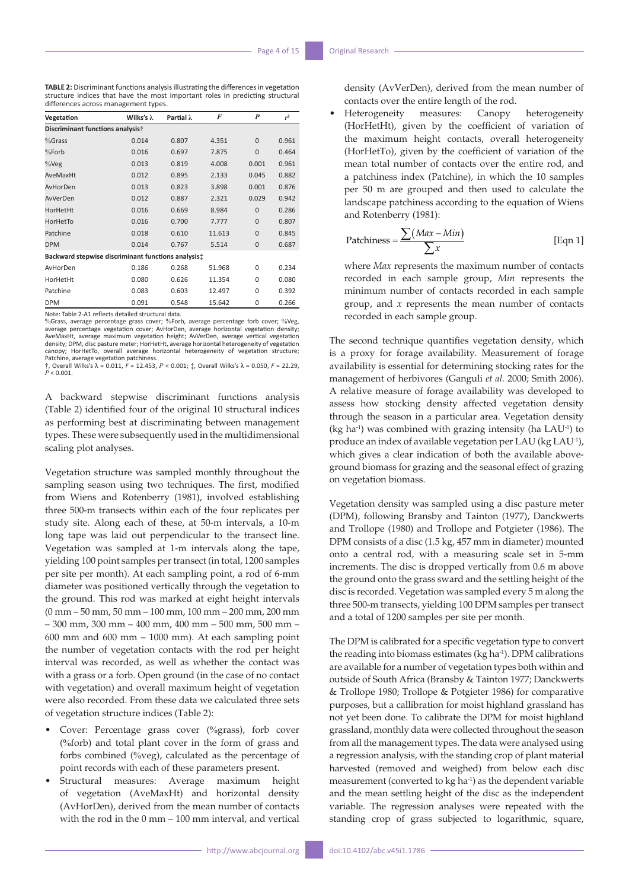**TABLE 2:** Discriminant functions analysis illustrating the differences in vegetation structure indices that have the most important roles in predicting structural differences across management types.

| Vegetation | Wilks's λ | Partial λ | *F* | *P* | $r^2$ |
|---|---|---|---|---|---|
| **Discriminant functions analysis†** | | | | | |
| %Grass | 0.014 | 0.807 | 4.351 | 0 | 0.961 |
| %Forb | 0.016 | 0.697 | 7.875 | 0 | 0.464 |
| %Veg | 0.013 | 0.819 | 4.008 | 0.001 | 0.961 |
| AveMaxHt | 0.012 | 0.895 | 2.133 | 0.045 | 0.882 |
| AvHorDen | 0.013 | 0.823 | 3.898 | 0.001 | 0.876 |
| AvVerDen | 0.012 | 0.887 | 2.321 | 0.029 | 0.942 |
| HorHetHt | 0.016 | 0.669 | 8.984 | 0 | 0.286 |
| HorHetTo | 0.016 | 0.700 | 7.777 | 0 | 0.807 |
| Patchine | 0.018 | 0.610 | 11.613 | 0 | 0.845 |
| DPM | 0.014 | 0.767 | 5.514 | 0 | 0.687 |
| **Backward stepwise discriminant functions analysis‡** | | | | | |
| AvHorDen | 0.186 | 0.268 | 51.968 | 0 | 0.234 |
| HorHetHt | 0.080 | 0.626 | 11.354 | 0 | 0.080 |
| Patchine | 0.083 | 0.603 | 12.497 | 0 | 0.392 |
| DPM | 0.091 | 0.548 | 15.642 | 0 | 0.266 |

Note: Table 2-A1 reflects detailed structural data.
%Grass, average percentage grass cover; %Forb, average percentage forb cover; %Veg, average percentage vegetation cover; AvHorDen, average horizontal vegetation density; AveMaxHt, average maximum vegetation height; AvVerDen, average vertical vegetation density; DPM, disc pasture meter; HorHetHt, average horizontal heterogeneity of vegetation canopy; HorHetTo, overall average horizontal heterogeneity of vegetation structure; Patchine, average vegetation patchiness.
†, Overall Wilks's λ = 0.011, $F = 12.453$, $P < 0.001$; ‡, Overall Wilks's λ = 0.050, $F = 22.29$, $P < 0.001$.

A backward stepwise discriminant functions analysis (Table 2) identified four of the original 10 structural indices as performing best at discriminating between management types. These were subsequently used in the multidimensional scaling plot analyses.

Vegetation structure was sampled monthly throughout the sampling season using two techniques. The first, modified from Wiens and Rotenberry (1981), involved establishing three 500-m transects within each of the four replicates per study site. Along each of these, at 50-m intervals, a 10-m long tape was laid out perpendicular to the transect line. Vegetation was sampled at 1-m intervals along the tape, yielding 100 point samples per transect (in total, 1200 samples per site per month). At each sampling point, a rod of 6-mm diameter was positioned vertically through the vegetation to the ground. This rod was marked at eight height intervals (0 mm – 50 mm, 50 mm – 100 mm, 100 mm – 200 mm, 200 mm – 300 mm, 300 mm – 400 mm, 400 mm – 500 mm, 500 mm – 600 mm and 600 mm – 1000 mm). At each sampling point the number of vegetation contacts with the rod per height interval was recorded, as well as whether the contact was with a grass or a forb. Open ground (in the case of no contact with vegetation) and overall maximum height of vegetation were also recorded. From these data we calculated three sets of vegetation structure indices (Table 2):

- Cover: Percentage grass cover (%grass), forb cover (%forb) and total plant cover in the form of grass and forbs combined (%veg), calculated as the percentage of point records with each of these parameters present.
- Structural measures: Average maximum height of vegetation (AveMaxHt) and horizontal density (AvHorDen), derived from the mean number of contacts with the rod in the 0 mm – 100 mm interval, and vertical density (AvVerDen), derived from the mean number of contacts over the entire length of the rod.
- Heterogeneity measures: Canopy heterogeneity (HorHetHt), given by the coefficient of variation of the maximum height contacts, overall heterogeneity (HorHetTo), given by the coefficient of variation of the mean total number of contacts over the entire rod, and a patchiness index (Patchine), in which the 10 samples per 50 m are grouped and then used to calculate the landscape patchiness according to the equation of Wiens and Rotenberry (1981):

$$\text{Patchiness} = \frac{\sum(Max - Min)}{\sum x} \quad \text{[Eqn 1]}$$

where *Max* represents the maximum number of contacts recorded in each sample group, *Min* represents the minimum number of contacts recorded in each sample group, and *x* represents the mean number of contacts recorded in each sample group.

The second technique quantifies vegetation density, which is a proxy for forage availability. Measurement of forage availability is essential for determining stocking rates for the management of herbivores (Ganguli *et al.* 2000; Smith 2006). A relative measure of forage availability was developed to assess how stocking density affected vegetation density through the season in a particular area. Vegetation density (kg $ha^{-1}$) was combined with grazing intensity (ha $LAU^{-1}$) to produce an index of available vegetation per LAU (kg $LAU^{-1}$), which gives a clear indication of both the available above-ground biomass for grazing and the seasonal effect of grazing on vegetation biomass.

Vegetation density was sampled using a disc pasture meter (DPM), following Bransby and Tainton (1977), Danckwerts and Trollope (1980) and Trollope and Potgieter (1986). The DPM consists of a disc (1.5 kg, 457 mm in diameter) mounted onto a central rod, with a measuring scale set in 5-mm increments. The disc is dropped vertically from 0.6 m above the ground onto the grass sward and the settling height of the disc is recorded. Vegetation was sampled every 5 m along the three 500-m transects, yielding 100 DPM samples per transect and a total of 1200 samples per site per month.

The DPM is calibrated for a specific vegetation type to convert the reading into biomass estimates (kg $ha^{-1}$). DPM calibrations are available for a number of vegetation types both within and outside of South Africa (Bransby & Tainton 1977; Danckwerts & Trollope 1980; Trollope & Potgieter 1986) for comparative purposes, but a callibration for moist highland grassland has not yet been done. To calibrate the DPM for moist highland grassland, monthly data were collected throughout the season from all the management types. The data were analysed using a regression analysis, with the standing crop of plant material harvested (removed and weighed) from below each disc measurement (converted to kg $ha^{-1}$) as the dependent variable and the mean settling height of the disc as the independent variable. The regression analyses were repeated with the standing crop of grass subjected to logarithmic, square,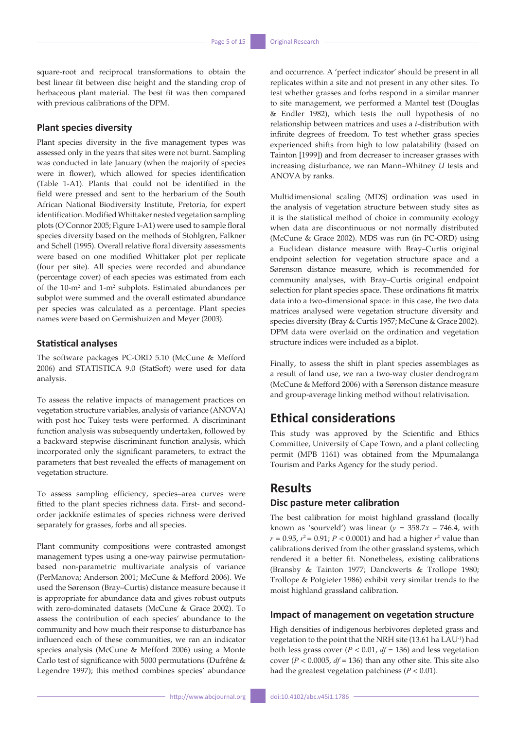square-root and reciprocal transformations to obtain the best linear fit between disc height and the standing crop of herbaceous plant material. The best fit was then compared with previous calibrations of the DPM.

### Plant species diversity

Plant species diversity in the five management types was assessed only in the years that sites were not burnt. Sampling was conducted in late January (when the majority of species were in flower), which allowed for species identification (Table 1-A1). Plants that could not be identified in the field were pressed and sent to the herbarium of the South African National Biodiversity Institute, Pretoria, for expert identification. Modified Whittaker nested vegetation sampling plots (O'Connor 2005; Figure 1-A1) were used to sample floral species diversity based on the methods of Stohlgren, Falkner and Schell (1995). Overall relative floral diversity assessments were based on one modified Whittaker plot per replicate (four per site). All species were recorded and abundance (percentage cover) of each species was estimated from each of the 10-$m^2$ and 1-$m^2$ subplots. Estimated abundances per subplot were summed and the overall estimated abundance per species was calculated as a percentage. Plant species names were based on Germishuizen and Meyer (2003).

### Statistical analyses

The software packages PC-ORD 5.10 (McCune & Mefford 2006) and STATISTICA 9.0 (StatSoft) were used for data analysis.

To assess the relative impacts of management practices on vegetation structure variables, analysis of variance (ANOVA) with post hoc Tukey tests were performed. A discriminant function analysis was subsequently undertaken, followed by a backward stepwise discriminant function analysis, which incorporated only the significant parameters, to extract the parameters that best revealed the effects of management on vegetation structure.

To assess sampling efficiency, species–area curves were fitted to the plant species richness data. First- and second-order jackknife estimates of species richness were derived separately for grasses, forbs and all species.

Plant community compositions were contrasted amongst management types using a one-way pairwise permutation-based non-parametric multivariate analysis of variance (PerManova; Anderson 2001; McCune & Mefford 2006). We used the Sørenson (Bray–Curtis) distance measure because it is appropriate for abundance data and gives robust outputs with zero-dominated datasets (McCune & Grace 2002). To assess the contribution of each species' abundance to the community and how much their response to disturbance has influenced each of these communities, we ran an indicator species analysis (McCune & Mefford 2006) using a Monte Carlo test of significance with 5000 permutations (Dufrêne & Legendre 1997); this method combines species' abundance and occurrence. A 'perfect indicator' should be present in all replicates within a site and not present in any other sites. To test whether grasses and forbs respond in a similar manner to site management, we performed a Mantel test (Douglas & Endler 1982), which tests the null hypothesis of no relationship between matrices and uses a *t*-distribution with infinite degrees of freedom. To test whether grass species experienced shifts from high to low palatability (based on Tainton [1999]) and from decreaser to increaser grasses with increasing disturbance, we ran Mann–Whitney *U* tests and ANOVA by ranks.

Multidimensional scaling (MDS) ordination was used in the analysis of vegetation structure between study sites as it is the statistical method of choice in community ecology when data are discontinuous or not normally distributed (McCune & Grace 2002). MDS was run (in PC-ORD) using a Euclidean distance measure with Bray–Curtis original endpoint selection for vegetation structure space and a Sørenson distance measure, which is recommended for community analyses, with Bray–Curtis original endpoint selection for plant species space. These ordinations fit matrix data into a two-dimensional space: in this case, the two data matrices analysed were vegetation structure diversity and species diversity (Bray & Curtis 1957; McCune & Grace 2002). DPM data were overlaid on the ordination and vegetation structure indices were included as a biplot.

Finally, to assess the shift in plant species assemblages as a result of land use, we ran a two-way cluster dendrogram (McCune & Mefford 2006) with a Sørenson distance measure and group-average linking method without relativisation.

## Ethical considerations

This study was approved by the Scientific and Ethics Committee, University of Cape Town, and a plant collecting permit (MPB 1161) was obtained from the Mpumalanga Tourism and Parks Agency for the study period.

## Results

### Disc pasture meter calibration

The best calibration for moist highland grassland (locally known as 'sourveld') was linear ($y = 358.7x - 746.4$, with $r = 0.95$, $r^2 = 0.91$; $P < 0.0001$) and had a higher $r^2$ value than calibrations derived from the other grassland systems, which rendered it a better fit. Nonetheless, existing calibrations (Bransby & Tainton 1977; Danckwerts & Trollope 1980; Trollope & Potgieter 1986) exhibit very similar trends to the moist highland grassland calibration.

### Impact of management on vegetation structure

High densities of indigenous herbivores depleted grass and vegetation to the point that the NRH site (13.61 ha $LAU^{-1}$) had both less grass cover ($P < 0.01$, $df = 136$) and less vegetation cover ($P < 0.0005$, $df = 136$) than any other site. This site also had the greatest vegetation patchiness ($P < 0.01$).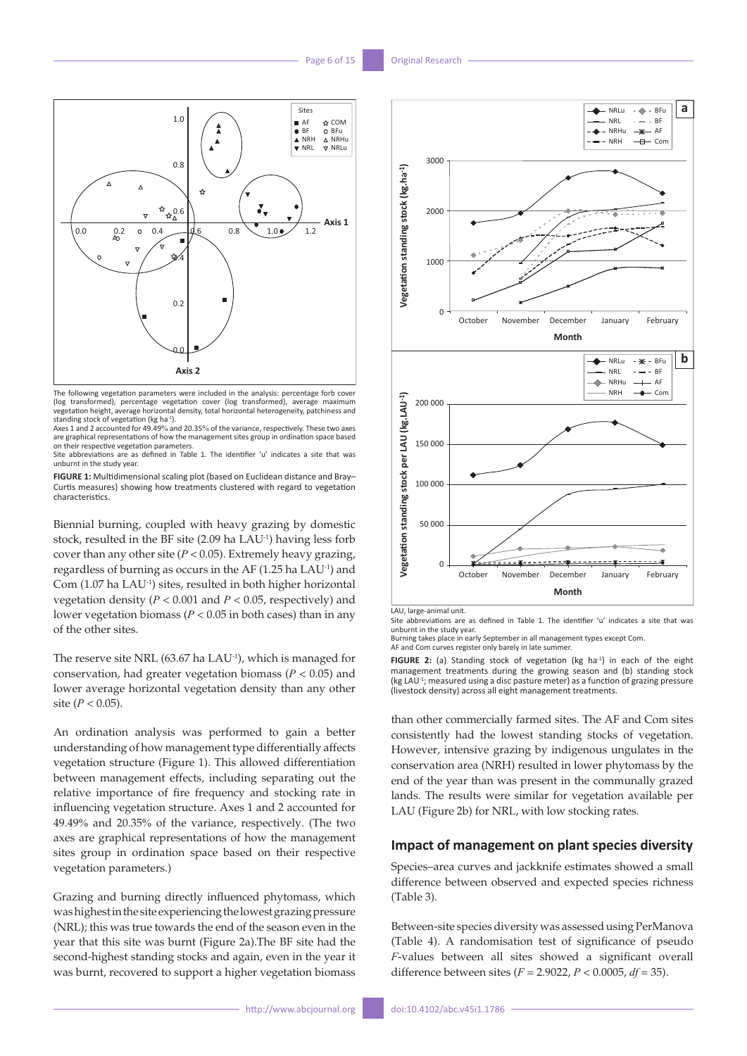The following vegetation parameters were included in the analysis: percentage forb cover (log transformed), percentage vegetation cover (log transformed), average maximum vegetation height, average horizontal density, total horizontal heterogeneity, patchiness and standing stock of vegetation (kg ha$^{-1}$).

Axes 1 and 2 accounted for 49.49% and 20.35% of the variance, respectively. These two axes are graphical representations of how the management sites group in ordination space based on their respective vegetation parameters.

Site abbreviations are as defined in Table 1. The identifier 'u' indicates a site that was unburnt in the study year.

**FIGURE 1:** Multidimensional scaling plot (based on Euclidean distance and Bray–Curtis measures) showing how treatments clustered with regard to vegetation characteristics.

Biennial burning, coupled with heavy grazing by domestic stock, resulted in the BF site (2.09 ha LAU$^{-1}$) having less forb cover than any other site ($P < 0.05$). Extremely heavy grazing, regardless of burning as occurs in the AF (1.25 ha LAU$^{-1}$) and Com (1.07 ha LAU$^{-1}$) sites, resulted in both higher horizontal vegetation density ($P < 0.001$ and $P < 0.05$, respectively) and lower vegetation biomass ($P < 0.05$ in both cases) than in any of the other sites.

The reserve site NRL (63.67 ha LAU$^{-1}$), which is managed for conservation, had greater vegetation biomass ($P < 0.05$) and lower average horizontal vegetation density than any other site ($P < 0.05$).

An ordination analysis was performed to gain a better understanding of how management type differentially affects vegetation structure (Figure 1). This allowed differentiation between management effects, including separating out the relative importance of fire frequency and stocking rate in influencing vegetation structure. Axes 1 and 2 accounted for 49.49% and 20.35% of the variance, respectively. (The two axes are graphical representations of how the management sites group in ordination space based on their respective vegetation parameters.)

Grazing and burning directly influenced phytomass, which was highest in the site experiencing the lowest grazing pressure (NRL); this was true towards the end of the season even in the year that this site was burnt (Figure 2a).The BF site had the second-highest standing stocks and again, even in the year it was burnt, recovered to support a higher vegetation biomass than other commercially farmed sites. The AF and Com sites consistently had the lowest standing stocks of vegetation. However, intensive grazing by indigenous ungulates in the conservation area (NRH) resulted in lower phytomass by the end of the year than was present in the communally grazed lands. The results were similar for vegetation available per LAU (Figure 2b) for NRL, with low stocking rates.

LAU, large-animal unit.

Site abbreviations are as defined in Table 1. The identifier 'u' indicates a site that was unburnt in the study year.

Burning takes place in early September in all management types except Com.

AF and Com curves register only barely in late summer.

**FIGURE 2:** (a) Standing stock of vegetation (kg ha$^{-1}$) in each of the eight management treatments during the growing season and (b) standing stock (kg LAU$^{-1}$; measured using a disc pasture meter) as a function of grazing pressure (livestock density) across all eight management treatments.

## Impact of management on plant species diversity

Species–area curves and jackknife estimates showed a small difference between observed and expected species richness (Table 3).

Between-site species diversity was assessed using PerManova (Table 4). A randomisation test of significance of pseudo *F*-values between all sites showed a significant overall difference between sites ($F = 2.9022$, $P < 0.0005$, $df = 35$).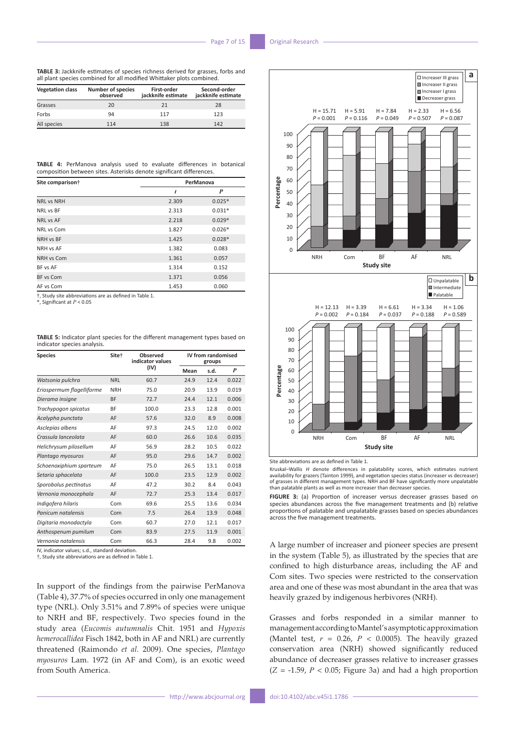**TABLE 3:** Jackknife estimates of species richness derived for grasses, forbs and all plant species combined for all modified Whittaker plots combined.

| Vegetation class | Number of species observed | First-order jackknife estimate | Second-order jackknife estimate |
|---|---|---|---|
| Grasses | 20 | 21 | 28 |
| Forbs | 94 | 117 | 123 |
| All species | 114 | 138 | 142 |

**TABLE 4:** PerManova analysis used to evaluate differences in botanical composition between sites. Asterisks denote significant differences.

| Site comparison† | PerManova | |
|---|---|---|
| | $t$ | $P$ |
| NRL vs NRH | 2.309 | 0.025* |
| NRL vs BF | 2.313 | 0.031* |
| NRL vs AF | 2.218 | 0.029* |
| NRL vs Com | 1.827 | 0.026* |
| NRH vs BF | 1.425 | 0.028* |
| NRH vs AF | 1.382 | 0.083 |
| NRH vs Com | 1.361 | 0.057 |
| BF vs AF | 1.314 | 0.152 |
| BF vs Com | 1.371 | 0.056 |
| AF vs Com | 1.453 | 0.060 |

†, Study site abbreviations are as defined in Table 1.
*, Significant at $P < 0.05$

**TABLE 5:** Indicator plant species for the different management types based on indicator species analysis.

| Species | Site† | Observed indicator values (IV) | IV from randomised groups | | |
|---|---|---|---|---|---|
| | | | Mean | s.d. | $P$ |
| *Watsonia pulchra* | NRL | 60.7 | 24.9 | 12.4 | 0.022 |
| *Eriospermum flagelliforme* | NRH | 75.0 | 20.9 | 13.9 | 0.019 |
| *Dierama insigne* | BF | 72.7 | 24.4 | 12.1 | 0.006 |
| *Trachypogon spicatus* | BF | 100.0 | 23.3 | 12.8 | 0.001 |
| *Acalypha punctata* | AF | 57.6 | 32.0 | 8.9 | 0.008 |
| *Asclepias albens* | AF | 97.3 | 24.5 | 12.0 | 0.002 |
| *Crassula lanceolata* | AF | 60.0 | 26.6 | 10.6 | 0.035 |
| *Helichrysum pilosellum* | AF | 56.9 | 28.2 | 10.5 | 0.022 |
| *Plantago myosuros* | AF | 95.0 | 29.6 | 14.7 | 0.002 |
| *Schoenoxiphium sparteum* | AF | 75.0 | 26.5 | 13.1 | 0.018 |
| *Setaria sphacelata* | AF | 100.0 | 23.5 | 12.9 | 0.002 |
| *Sporobolus pectinatus* | AF | 47.2 | 30.2 | 8.4 | 0.043 |
| *Vernonia monocephala* | AF | 72.7 | 25.3 | 13.4 | 0.017 |
| *Indigofera hilaris* | Com | 69.6 | 25.5 | 13.6 | 0.034 |
| *Panicum natalensis* | Com | 7.5 | 26.4 | 13.9 | 0.048 |
| *Digitaria monodactyla* | Com | 60.7 | 27.0 | 12.1 | 0.017 |
| *Anthospenum pumilum* | Com | 83.9 | 27.5 | 11.9 | 0.001 |
| *Vernonia natalensis* | Com | 66.3 | 28.4 | 9.8 | 0.002 |

IV, indicator values; s.d., standard deviation.
†, Study site abbreviations are as defined in Table 1.

In support of the findings from the pairwise PerManova (Table 4), 37.7% of species occurred in only one management type (NRL). Only 3.51% and 7.89% of species were unique to NRH and BF, respectively. Two species found in the study area (*Eucomis autumnalis* Chit. 1951 and *Hypoxis hemerocallidea* Fisch 1842, both in AF and NRL) are currently threatened (Raimondo *et al.* 2009). One species, *Plantago myosuros* Lam. 1972 (in AF and Com), is an exotic weed from South America.

Site abbreviations are as defined in Table 1.

Kruskal–Wallis $H$ denote differences in palatability scores, which estimates nutrient availability for grazers (Tainton 1999), and vegetation species status (increaser vs decreaser) of grasses in different management types. NRH and BF have significantly more unpalatable than palatable plants as well as more increaser than decreaser species.

**FIGURE 3:** (a) Proportion of increaser versus decreaser grasses based on species abundances across the five management treatments and (b) relative proportions of palatable and unpalatable grasses based on species abundances across the five management treatments.

A large number of increaser and pioneer species are present in the system (Table 5), as illustrated by the species that are confined to high disturbance areas, including the AF and Com sites. Two species were restricted to the conservation area and one of these was most abundant in the area that was heavily grazed by indigenous herbivores (NRH).

Grasses and forbs responded in a similar manner to management according to Mantel's asymptotic approximation (Mantel test, $r = 0.26$, $P < 0.0005$). The heavily grazed conservation area (NRH) showed significantly reduced abundance of decreaser grasses relative to increaser grasses ($Z = -1.59$, $P < 0.05$; Figure 3a) and had a high proportion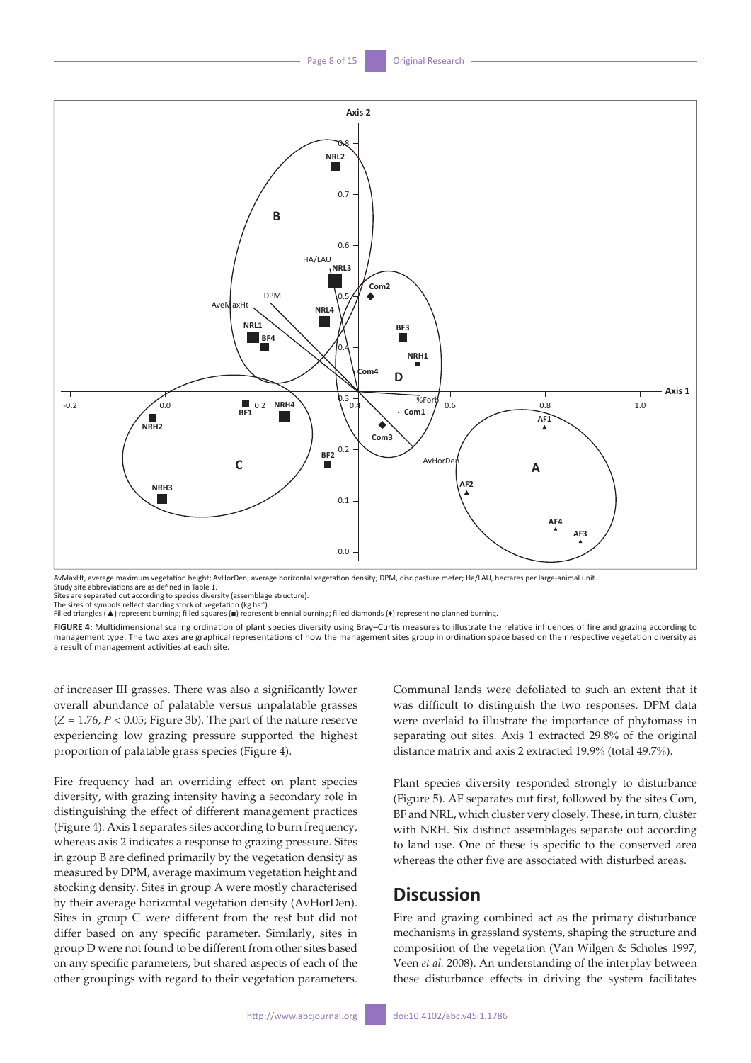AvMaxHt, average maximum vegetation height; AvHorDen, average horizontal vegetation density; DPM, disc pasture meter; Ha/LAU, hectares per large-animal unit.
Study site abbreviations are as defined in Table 1.
Sites are separated out according to species diversity (assemblage structure).
The sizes of symbols reflect standing stock of vegetation (kg $ha^{-1}$).
Filled triangles (▲) represent burning; filled squares (■) represent biennial burning; filled diamonds (♦) represent no planned burning.

**FIGURE 4:** Multidimensional scaling ordination of plant species diversity using Bray–Curtis measures to illustrate the relative influences of fire and grazing according to management type. The two axes are graphical representations of how the management sites group in ordination space based on their respective vegetation diversity as a result of management activities at each site.

of increaser III grasses. There was also a significantly lower overall abundance of palatable versus unpalatable grasses ($Z = 1.76$, $P < 0.05$; Figure 3b). The part of the nature reserve experiencing low grazing pressure supported the highest proportion of palatable grass species (Figure 4).

Fire frequency had an overriding effect on plant species diversity, with grazing intensity having a secondary role in distinguishing the effect of different management practices (Figure 4). Axis 1 separates sites according to burn frequency, whereas axis 2 indicates a response to grazing pressure. Sites in group B are defined primarily by the vegetation density as measured by DPM, average maximum vegetation height and stocking density. Sites in group A were mostly characterised by their average horizontal vegetation density (AvHorDen). Sites in group C were different from the rest but did not differ based on any specific parameter. Similarly, sites in group D were not found to be different from other sites based on any specific parameters, but shared aspects of each of the other groupings with regard to their vegetation parameters. Communal lands were defoliated to such an extent that it was difficult to distinguish the two responses. DPM data were overlaid to illustrate the importance of phytomass in separating out sites. Axis 1 extracted 29.8% of the original distance matrix and axis 2 extracted 19.9% (total 49.7%).

Plant species diversity responded strongly to disturbance (Figure 5). AF separates out first, followed by the sites Com, BF and NRL, which cluster very closely. These, in turn, cluster with NRH. Six distinct assemblages separate out according to land use. One of these is specific to the conserved area whereas the other five are associated with disturbed areas.

## Discussion

Fire and grazing combined act as the primary disturbance mechanisms in grassland systems, shaping the structure and composition of the vegetation (Van Wilgen & Scholes 1997; Veen *et al.* 2008). An understanding of the interplay between these disturbance effects in driving the system facilitates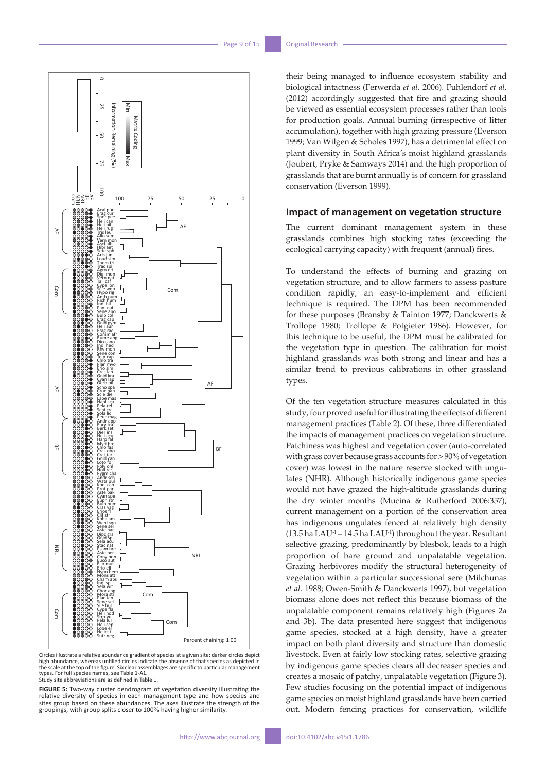Circles illustrate a relative abundance gradient of species at a given site: darker circles depict high abundance, whereas unfilled circles indicate the absence of that species as depicted in the scale at the top of the figure. Six clear assemblages are specific to particular management types. For full species names, see Table 1-A1.
Study site abbreviations are as defined in Table 1.

**FIGURE 5:** Two-way cluster dendrogram of vegetation diversity illustrating the relative diversity of species in each management type and how species and sites group based on these abundances. The axes illustrate the strength of the groupings, with group splits closer to 100% having higher similarity.

their being managed to influence ecosystem stability and biological intactness (Ferwerda *et al.* 2006). Fuhlendorf *et al.* (2012) accordingly suggested that fire and grazing should be viewed as essential ecosystem processes rather than tools for production goals. Annual burning (irrespective of litter accumulation), together with high grazing pressure (Everson 1999; Van Wilgen & Scholes 1997), has a detrimental effect on plant diversity in South Africa's moist highland grasslands (Joubert, Pryke & Samways 2014) and the high proportion of grasslands that are burnt annually is of concern for grassland conservation (Everson 1999).

## Impact of management on vegetation structure

The current dominant management system in these grasslands combines high stocking rates (exceeding the ecological carrying capacity) with frequent (annual) fires.

To understand the effects of burning and grazing on vegetation structure, and to allow farmers to assess pasture condition rapidly, an easy-to-implement and efficient technique is required. The DPM has been recommended for these purposes (Bransby & Tainton 1977; Danckwerts & Trollope 1980; Trollope & Potgieter 1986). However, for this technique to be useful, the DPM must be calibrated for the vegetation type in question. The calibration for moist highland grasslands was both strong and linear and has a similar trend to previous calibrations in other grassland types.

Of the ten vegetation structure measures calculated in this study, four proved useful for illustrating the effects of different management practices (Table 2). Of these, three differentiated the impacts of management practices on vegetation structure. Patchiness was highest and vegetation cover (auto-correlated with grass cover because grass accounts for > 90% of vegetation cover) was lowest in the nature reserve stocked with ungulates (NHR). Although historically indigenous game species would not have grazed the high-altitude grasslands during the dry winter months (Mucina & Rutherford 2006:357), current management on a portion of the conservation area has indigenous ungulates fenced at relatively high density (13.5 ha $LAU^{-1}$ – 14.5 ha $LAU^{-1}$) throughout the year. Resultant selective grazing, predominantly by blesbok, leads to a high proportion of bare ground and unpalatable vegetation. Grazing herbivores modify the structural heterogeneity of vegetation within a particular successional sere (Milchunas *et al.* 1988; Owen-Smith & Danckwerts 1997), but vegetation biomass alone does not reflect this because biomass of the unpalatable component remains relatively high (Figures 2a and 3b). The data presented here suggest that indigenous game species, stocked at a high density, have a greater impact on both plant diversity and structure than domestic livestock. Even at fairly low stocking rates, selective grazing by indigenous game species clears all decreaser species and creates a mosaic of patchy, unpalatable vegetation (Figure 3). Few studies focusing on the potential impact of indigenous game species on moist highland grasslands have been carried out. Modern fencing practices for conservation, wildlife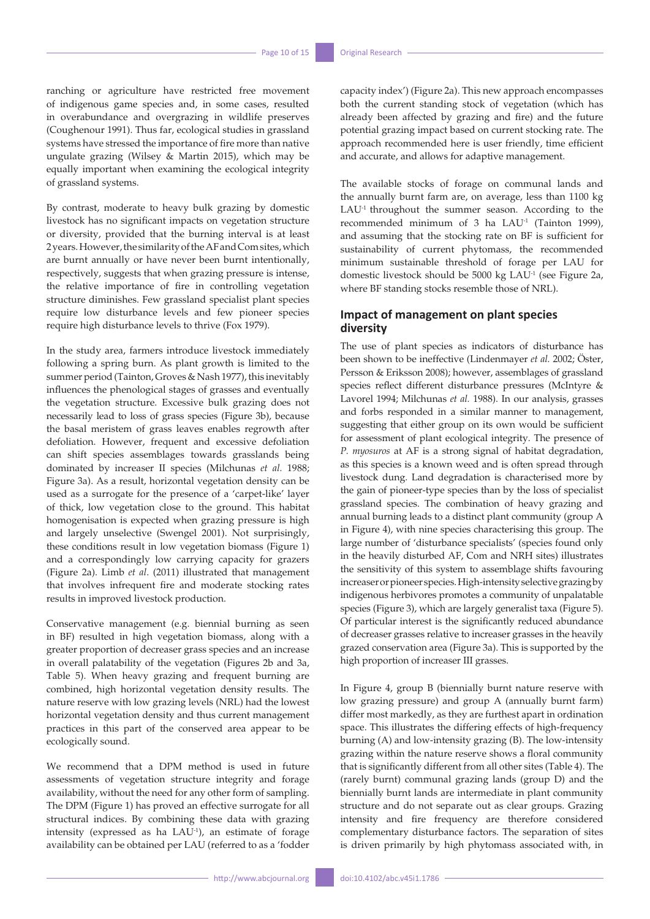ranching or agriculture have restricted free movement of indigenous game species and, in some cases, resulted in overabundance and overgrazing in wildlife preserves (Coughenour 1991). Thus far, ecological studies in grassland systems have stressed the importance of fire more than native ungulate grazing (Wilsey & Martin 2015), which may be equally important when examining the ecological integrity of grassland systems.

By contrast, moderate to heavy bulk grazing by domestic livestock has no significant impacts on vegetation structure or diversity, provided that the burning interval is at least 2 years. However, the similarity of the AF and Com sites, which are burnt annually or have never been burnt intentionally, respectively, suggests that when grazing pressure is intense, the relative importance of fire in controlling vegetation structure diminishes. Few grassland specialist plant species require low disturbance levels and few pioneer species require high disturbance levels to thrive (Fox 1979).

In the study area, farmers introduce livestock immediately following a spring burn. As plant growth is limited to the summer period (Tainton, Groves & Nash 1977), this inevitably influences the phenological stages of grasses and eventually the vegetation structure. Excessive bulk grazing does not necessarily lead to loss of grass species (Figure 3b), because the basal meristem of grass leaves enables regrowth after defoliation. However, frequent and excessive defoliation can shift species assemblages towards grasslands being dominated by increaser II species (Milchunas *et al.* 1988; Figure 3a). As a result, horizontal vegetation density can be used as a surrogate for the presence of a 'carpet-like' layer of thick, low vegetation close to the ground. This habitat homogenisation is expected when grazing pressure is high and largely unselective (Swengel 2001). Not surprisingly, these conditions result in low vegetation biomass (Figure 1) and a correspondingly low carrying capacity for grazers (Figure 2a). Limb *et al*. (2011) illustrated that management that involves infrequent fire and moderate stocking rates results in improved livestock production.

Conservative management (e.g. biennial burning as seen in BF) resulted in high vegetation biomass, along with a greater proportion of decreaser grass species and an increase in overall palatability of the vegetation (Figures 2b and 3a, Table 5). When heavy grazing and frequent burning are combined, high horizontal vegetation density results. The nature reserve with low grazing levels (NRL) had the lowest horizontal vegetation density and thus current management practices in this part of the conserved area appear to be ecologically sound.

We recommend that a DPM method is used in future assessments of vegetation structure integrity and forage availability, without the need for any other form of sampling. The DPM (Figure 1) has proved an effective surrogate for all structural indices. By combining these data with grazing intensity (expressed as ha $LAU^{-1}$), an estimate of forage availability can be obtained per LAU (referred to as a 'fodder capacity index') (Figure 2a). This new approach encompasses both the current standing stock of vegetation (which has already been affected by grazing and fire) and the future potential grazing impact based on current stocking rate. The approach recommended here is user friendly, time efficient and accurate, and allows for adaptive management.

The available stocks of forage on communal lands and the annually burnt farm are, on average, less than 1100 kg $LAU^{-1}$ throughout the summer season. According to the recommended minimum of 3 ha $LAU^{-1}$ (Tainton 1999), and assuming that the stocking rate on BF is sufficient for sustainability of current phytomass, the recommended minimum sustainable threshold of forage per LAU for domestic livestock should be 5000 kg $LAU^{-1}$ (see Figure 2a, where BF standing stocks resemble those of NRL).

## Impact of management on plant species diversity

The use of plant species as indicators of disturbance has been shown to be ineffective (Lindenmayer *et al.* 2002; Öster, Persson & Eriksson 2008); however, assemblages of grassland species reflect different disturbance pressures (McIntyre & Lavorel 1994; Milchunas *et al.* 1988). In our analysis, grasses and forbs responded in a similar manner to management, suggesting that either group on its own would be sufficient for assessment of plant ecological integrity. The presence of *P. myosuros* at AF is a strong signal of habitat degradation, as this species is a known weed and is often spread through livestock dung. Land degradation is characterised more by the gain of pioneer-type species than by the loss of specialist grassland species. The combination of heavy grazing and annual burning leads to a distinct plant community (group A in Figure 4), with nine species characterising this group. The large number of 'disturbance specialists' (species found only in the heavily disturbed AF, Com and NRH sites) illustrates the sensitivity of this system to assemblage shifts favouring increaser or pioneer species. High-intensity selective grazing by indigenous herbivores promotes a community of unpalatable species (Figure 3), which are largely generalist taxa (Figure 5). Of particular interest is the significantly reduced abundance of decreaser grasses relative to increaser grasses in the heavily grazed conservation area (Figure 3a). This is supported by the high proportion of increaser III grasses.

In Figure 4, group B (biennially burnt nature reserve with low grazing pressure) and group A (annually burnt farm) differ most markedly, as they are furthest apart in ordination space. This illustrates the differing effects of high-frequency burning (A) and low-intensity grazing (B). The low-intensity grazing within the nature reserve shows a floral community that is significantly different from all other sites (Table 4). The (rarely burnt) communal grazing lands (group D) and the biennially burnt lands are intermediate in plant community structure and do not separate out as clear groups. Grazing intensity and fire frequency are therefore considered complementary disturbance factors. The separation of sites is driven primarily by high phytomass associated with, in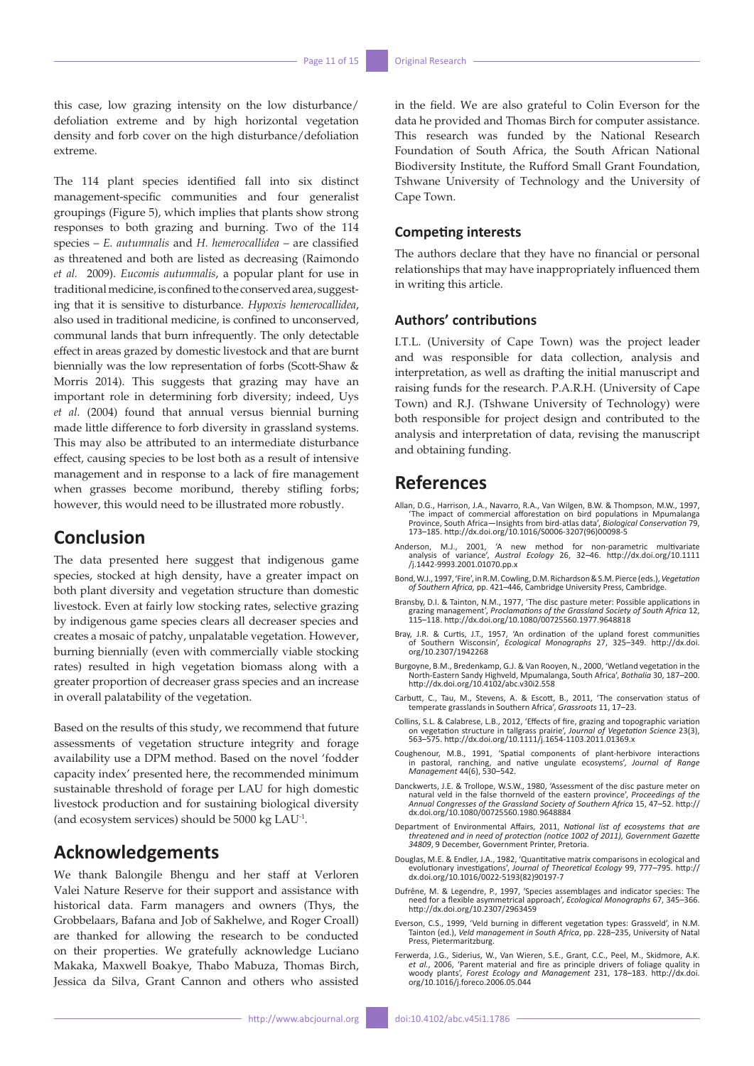this case, low grazing intensity on the low disturbance/defoliation extreme and by high horizontal vegetation density and forb cover on the high disturbance/defoliation extreme.

The 114 plant species identified fall into six distinct management-specific communities and four generalist groupings (Figure 5), which implies that plants show strong responses to both grazing and burning. Two of the 114 species – *E. autumnalis* and *H. hemerocallidea* – are classified as threatened and both are listed as decreasing (Raimondo *et al.* 2009). *Eucomis autumnalis*, a popular plant for use in traditional medicine, is confined to the conserved area, suggesting that it is sensitive to disturbance. *Hypoxis hemerocallidea*, also used in traditional medicine, is confined to unconserved, communal lands that burn infrequently. The only detectable effect in areas grazed by domestic livestock and that are burnt biennially was the low representation of forbs (Scott-Shaw & Morris 2014). This suggests that grazing may have an important role in determining forb diversity; indeed, Uys *et al.* (2004) found that annual versus biennial burning made little difference to forb diversity in grassland systems. This may also be attributed to an intermediate disturbance effect, causing species to be lost both as a result of intensive management and in response to a lack of fire management when grasses become moribund, thereby stifling forbs; however, this would need to be illustrated more robustly.

## Conclusion

The data presented here suggest that indigenous game species, stocked at high density, have a greater impact on both plant diversity and vegetation structure than domestic livestock. Even at fairly low stocking rates, selective grazing by indigenous game species clears all decreaser species and creates a mosaic of patchy, unpalatable vegetation. However, burning biennially (even with commercially viable stocking rates) resulted in high vegetation biomass along with a greater proportion of decreaser grass species and an increase in overall palatability of the vegetation.

Based on the results of this study, we recommend that future assessments of vegetation structure integrity and forage availability use a DPM method. Based on the novel 'fodder capacity index' presented here, the recommended minimum sustainable threshold of forage per LAU for high domestic livestock production and for sustaining biological diversity (and ecosystem services) should be 5000 kg $LAU^{-1}$.

## Acknowledgements

We thank Balongile Bhengu and her staff at Verloren Valei Nature Reserve for their support and assistance with historical data. Farm managers and owners (Thys, the Grobbelaars, Bafana and Job of Sakhelwe, and Roger Croall) are thanked for allowing the research to be conducted on their properties. We gratefully acknowledge Luciano Makaka, Maxwell Boakye, Thabo Mabuza, Thomas Birch, Jessica da Silva, Grant Cannon and others who assisted in the field. We are also grateful to Colin Everson for the data he provided and Thomas Birch for computer assistance. This research was funded by the National Research Foundation of South Africa, the South African National Biodiversity Institute, the Rufford Small Grant Foundation, Tshwane University of Technology and the University of Cape Town.

### Competing interests

The authors declare that they have no financial or personal relationships that may have inappropriately influenced them in writing this article.

### Authors' contributions

I.T.L. (University of Cape Town) was the project leader and was responsible for data collection, analysis and interpretation, as well as drafting the initial manuscript and raising funds for the research. P.A.R.H. (University of Cape Town) and R.J. (Tshwane University of Technology) were both responsible for project design and contributed to the analysis and interpretation of data, revising the manuscript and obtaining funding.

## References

Allan, D.G., Harrison, J.A., Navarro, R.A., Van Wilgen, B.W. & Thompson, M.W., 1997, 'The impact of commercial afforestation on bird populations in Mpumalanga Province, South Africa—Insights from bird-atlas data', *Biological Conservation* 79, 173–185. http://dx.doi.org/10.1016/S0006-3207(96)00098-5

Anderson, M.J., 2001, 'A new method for non-parametric multivariate analysis of variance', *Austral Ecology* 26, 32–46. http://dx.doi.org/10.1111/j.1442-9993.2001.01070.pp.x

Bond, W.J., 1997, 'Fire', in R.M. Cowling, D.M. Richardson & S.M. Pierce (eds.), *Vegetation of Southern Africa,* pp. 421–446, Cambridge University Press, Cambridge.

Bransby, D.I. & Tainton, N.M., 1977, 'The disc pasture meter: Possible applications in grazing management', *Proclamations of the Grassland Society of South Africa* 12, 115–118. http://dx.doi.org/10.1080/00725560.1977.9648818

Bray, J.R. & Curtis, J.T., 1957, 'An ordination of the upland forest communities of Southern Wisconsin', *Ecological Monographs* 27, 325–349. http://dx.doi.org/10.2307/1942268

Burgoyne, B.M., Bredenkamp, G.J. & Van Rooyen, N., 2000, 'Wetland vegetation in the North-Eastern Sandy Highveld, Mpumalanga, South Africa', *Bothalia* 30, 187–200. http://dx.doi.org/10.4102/abc.v30i2.558

Carbutt, C., Tau, M., Stevens, A. & Escott, B., 2011, 'The conservation status of temperate grasslands in Southern Africa', *Grassroots* 11, 17–23.

Collins, S.L. & Calabrese, L.B., 2012, 'Effects of fire, grazing and topographic variation on vegetation structure in tallgrass prairie', *Journal of Vegetation Science* 23(3), 563–575. http://dx.doi.org/10.1111/j.1654-1103.2011.01369.x

Coughenour, M.B., 1991, 'Spatial components of plant-herbivore interactions in pastoral, ranching, and native ungulate ecosystems', *Journal of Range Management* 44(6), 530–542.

Danckwerts, J.E. & Trollope, W.S.W., 1980, 'Assessment of the disc pasture meter on natural veld in the false thornveld of the eastern province', *Proceedings of the Annual Congresses of the Grassland Society of Southern Africa* 15, 47–52. http://dx.doi.org/10.1080/00725560.1980.9648884

Department of Environmental Affairs, 2011, *National list of ecosystems that are threatened and in need of protection (notice 1002 of 2011), Government Gazette 34809*, 9 December, Government Printer, Pretoria.

Douglas, M.E. & Endler, J.A., 1982, 'Quantitative matrix comparisons in ecological and evolutionary investigations', *Journal of Theoretical Ecology* 99, 777–795. http://dx.doi.org/10.1016/0022-5193(82)90197-7

Dufrêne, M. & Legendre, P., 1997, 'Species assemblages and indicator species: The need for a flexible asymmetrical approach', *Ecological Monographs* 67, 345–366. http://dx.doi.org/10.2307/2963459

Everson, C.S., 1999, 'Veld burning in different vegetation types: Grassveld', in N.M. Tainton (ed.), *Veld management in South Africa*, pp. 228–235, University of Natal Press, Pietermaritzburg.

Ferwerda, J.G., Siderius, W., Van Wieren, S.E., Grant, C.C., Peel, M., Skidmore, A.K. *et al.*, 2006, 'Parent material and fire as principle drivers of foliage quality in woody plants', *Forest Ecology and Management* 231, 178–183. http://dx.doi.org/10.1016/j.foreco.2006.05.044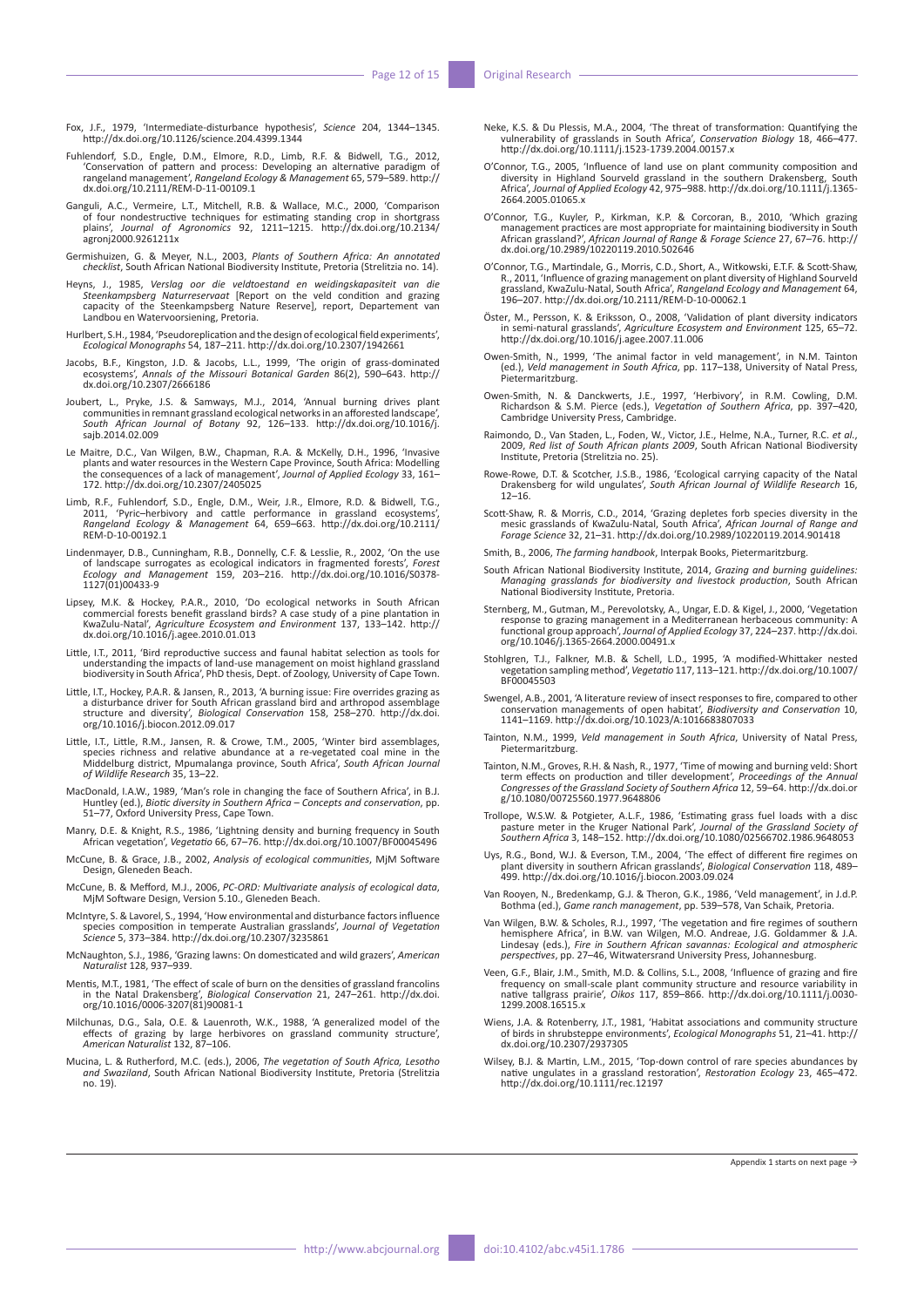Fox, J.F., 1979, 'Intermediate-disturbance hypothesis', *Science* 204, 1344–1345. http://dx.doi.org/10.1126/science.204.4399.1344

Fuhlendorf, S.D., Engle, D.M., Elmore, R.D., Limb, R.F. & Bidwell, T.G., 2012, 'Conservation of pattern and process: Developing an alternative paradigm of rangeland management', *Rangeland Ecology & Management* 65, 579–589. http://dx.doi.org/10.2111/REM-D-11-00109.1

Ganguli, A.C., Vermeire, L.T., Mitchell, R.B. & Wallace, M.C., 2000, 'Comparison of four nondestructive techniques for estimating standing crop in shortgrass plains', *Journal of Agronomics* 92, 1211–1215. http://dx.doi.org/10.2134/agronj2000.9261211x

Germishuizen, G. & Meyer, N.L., 2003, *Plants of Southern Africa: An annotated checklist*, South African National Biodiversity Institute, Pretoria (Strelitzia no. 14).

Heyns, J., 1985, *Verslag oor die veldtoestand en weidingskapasiteit van die Steenkampsberg Natuurreservaat* [Report on the veld condition and grazing capacity of the Steenkampsberg Nature Reserve], report, Departement van Landbou en Watervoorsiening, Pretoria.

Hurlbert, S.H., 1984, 'Pseudoreplication and the design of ecological field experiments', *Ecological Monographs* 54, 187–211. http://dx.doi.org/10.2307/1942661

Jacobs, B.F., Kingston, J.D. & Jacobs, L.L., 1999, 'The origin of grass-dominated ecosystems', *Annals of the Missouri Botanical Garden* 86(2), 590–643. http://dx.doi.org/10.2307/2666186

Joubert, L., Pryke, J.S. & Samways, M.J., 2014, 'Annual burning drives plant communities in remnant grassland ecological networks in an afforested landscape', *South African Journal of Botany* 92, 126–133. http://dx.doi.org/10.1016/j.sajb.2014.02.009

Le Maitre, D.C., Van Wilgen, B.W., Chapman, R.A. & McKelly, D.H., 1996, 'Invasive plants and water resources in the Western Cape Province, South Africa: Modelling the consequences of a lack of management', *Journal of Applied Ecology* 33, 161–172. http://dx.doi.org/10.2307/2405025

Limb, R.F., Fuhlendorf, S.D., Engle, D.M., Weir, J.R., Elmore, R.D. & Bidwell, T.G., 2011, 'Pyric–herbivory and cattle performance in grassland ecosystems', *Rangeland Ecology & Management* 64, 659–663. http://dx.doi.org/10.2111/REM-D-10-00192.1

Lindenmayer, D.B., Cunningham, R.B., Donnelly, C.F. & Lesslie, R., 2002, 'On the use of landscape surrogates as ecological indicators in fragmented forests', *Forest Ecology and Management* 159, 203–216. http://dx.doi.org/10.1016/S0378-1127(01)00433-9

Lipsey, M.K. & Hockey, P.A.R., 2010, 'Do ecological networks in South African commercial forests benefit grassland birds? A case study of a pine plantation in KwaZulu-Natal', *Agriculture Ecosystem and Environment* 137, 133–142. http://dx.doi.org/10.1016/j.agee.2010.01.013

Little, I.T., 2011, 'Bird reproductive success and faunal habitat selection as tools for understanding the impacts of land-use management on moist highland grassland biodiversity in South Africa', PhD thesis, Dept. of Zoology, University of Cape Town.

Little, I.T., Hockey, P.A.R. & Jansen, R., 2013, 'A burning issue: Fire overrides grazing as a disturbance driver for South African grassland bird and arthropod assemblage structure and diversity', *Biological Conservation* 158, 258–270. http://dx.doi.org/10.1016/j.biocon.2012.09.017

Little, I.T., Little, R.M., Jansen, R. & Crowe, T.M., 2005, 'Winter bird assemblages, species richness and relative abundance at a re-vegetated coal mine in the Middelburg district, Mpumalanga province, South Africa', *South African Journal of Wildlife Research* 35, 13–22.

MacDonald, I.A.W., 1989, 'Man's role in changing the face of Southern Africa', in B.J. Huntley (ed.), *Biotic diversity in Southern Africa – Concepts and conservation*, pp. 51–77, Oxford University Press, Cape Town.

Manry, D.E. & Knight, R.S., 1986, 'Lightning density and burning frequency in South African vegetation', *Vegetatio* 66, 67–76. http://dx.doi.org/10.1007/BF00045496

McCune, B. & Grace, J.B., 2002, *Analysis of ecological communities*, MjM Software Design, Gleneden Beach.

McCune, B. & Mefford, M.J., 2006, *PC-ORD: Multivariate analysis of ecological data*, MjM Software Design, Version 5.10., Gleneden Beach.

McIntyre, S. & Lavorel, S., 1994, 'How environmental and disturbance factors influence species composition in temperate Australian grasslands', *Journal of Vegetation Science* 5, 373–384. http://dx.doi.org/10.2307/3235861

McNaughton, S.J., 1986, 'Grazing lawns: On domesticated and wild grazers', *American Naturalist* 128, 937–939.

Mentis, M.T., 1981, 'The effect of scale of burn on the densities of grassland francolins in the Natal Drakensberg', *Biological Conservation* 21, 247–261. http://dx.doi.org/10.1016/0006-3207(81)90081-1

Milchunas, D.G., Sala, O.E. & Lauenroth, W.K., 1988, 'A generalized model of the effects of grazing by large herbivores on grassland community structure', *American Naturalist* 132, 87–106.

Mucina, L. & Rutherford, M.C. (eds.), 2006, *The vegetation of South Africa, Lesotho and Swaziland*, South African National Biodiversity Institute, Pretoria (Strelitzia no. 19).

Neke, K.S. & Du Plessis, M.A., 2004, 'The threat of transformation: Quantifying the vulnerability of grasslands in South Africa', *Conservation Biology* 18, 466–477. http://dx.doi.org/10.1111/j.1523-1739.2004.00157.x

O'Connor, T.G., 2005, 'Influence of land use on plant community composition and diversity in Highland Sourveld grassland in the southern Drakensberg, South Africa', *Journal of Applied Ecology* 42, 975–988. http://dx.doi.org/10.1111/j.1365-2664.2005.01065.x

O'Connor, T.G., Kuyler, P., Kirkman, K.P. & Corcoran, B., 2010, 'Which grazing management practices are most appropriate for maintaining biodiversity in South African grassland?', *African Journal of Range & Forage Science* 27, 67–76. http://dx.doi.org/10.2989/10220119.2010.502646

O'Connor, T.G., Martindale, G., Morris, C.D., Short, A., Witkowski, E.T.F. & Scott-Shaw, R., 2011, 'Influence of grazing management on plant diversity of Highland Sourveld grassland, KwaZulu-Natal, South Africa', *Rangeland Ecology and Management* 64, 196–207. http://dx.doi.org/10.2111/REM-D-10-00062.1

Öster, M., Persson, K. & Eriksson, O., 2008, 'Validation of plant diversity indicators in semi-natural grasslands', *Agriculture Ecosystem and Environment* 125, 65–72. http://dx.doi.org/10.1016/j.agee.2007.11.006

Owen-Smith, N., 1999, 'The animal factor in veld management', in N.M. Tainton (ed.), *Veld management in South Africa*, pp. 117–138, University of Natal Press, Pietermaritzburg.

Owen-Smith, N. & Danckwerts, J.E., 1997, 'Herbivory', in R.M. Cowling, D.M. Richardson & S.M. Pierce (eds.), *Vegetation of Southern Africa*, pp. 397–420, Cambridge University Press, Cambridge.

Raimondo, D., Van Staden, L., Foden, W., Victor, J.E., Helme, N.A., Turner, R.C. *et al.*, 2009, *Red list of South African plants 2009*, South African National Biodiversity Institute, Pretoria (Strelitzia no. 25).

Rowe-Rowe, D.T. & Scotcher, J.S.B., 1986, 'Ecological carrying capacity of the Natal Drakensberg for wild ungulates', *South African Journal of Wildlife Research* 16, 12–16.

Scott-Shaw, R. & Morris, C.D., 2014, 'Grazing depletes forb species diversity in the mesic grasslands of KwaZulu-Natal, South Africa', *African Journal of Range and Forage Science* 32, 21–31. http://dx.doi.org/10.2989/10220119.2014.901418

Smith, B., 2006, *The farming handbook*, Interpak Books, Pietermaritzburg.

South African National Biodiversity Institute, 2014, *Grazing and burning guidelines: Managing grasslands for biodiversity and livestock production*, South African National Biodiversity Institute, Pretoria.

Sternberg, M., Gutman, M., Perevolotsky, A., Ungar, E.D. & Kigel, J., 2000, 'Vegetation response to grazing management in a Mediterranean herbaceous community: A functional group approach', *Journal of Applied Ecology* 37, 224–237. http://dx.doi.org/10.1046/j.1365-2664.2000.00491.x

Stohlgren, T.J., Falkner, M.B. & Schell, L.D., 1995, 'A modified-Whittaker nested vegetation sampling method', *Vegetatio* 117, 113–121. http://dx.doi.org/10.1007/BF00045503

Swengel, A.B., 2001, 'A literature review of insect responses to fire, compared to other conservation managements of open habitat', *Biodiversity and Conservation* 10, 1141–1169. http://dx.doi.org/10.1023/A:1016683807033

Tainton, N.M., 1999, *Veld management in South Africa*, University of Natal Press, Pietermaritzburg.

Tainton, N.M., Groves, R.H. & Nash, R., 1977, 'Time of mowing and burning veld: Short term effects on production and tiller development', *Proceedings of the Annual Congresses of the Grassland Society of Southern Africa* 12, 59–64. http://dx.doi.org/10.1080/00725560.1977.9648806

Trollope, W.S.W. & Potgieter, A.L.F., 1986, 'Estimating grass fuel loads with a disc pasture meter in the Kruger National Park', *Journal of the Grassland Society of Southern Africa* 3, 148–152. http://dx.doi.org/10.1080/02566702.1986.9648053

Uys, R.G., Bond, W.J. & Everson, T.M., 2004, 'The effect of different fire regimes on plant diversity in southern African grasslands', *Biological Conservation* 118, 489–499. http://dx.doi.org/10.1016/j.biocon.2003.09.024

Van Rooyen, N., Bredenkamp, G.J. & Theron, G.K., 1986, 'Veld management', in J.d.P. Bothma (ed.), *Game ranch management*, pp. 539–578, Van Schaik, Pretoria.

Van Wilgen, B.W. & Scholes, R.J., 1997, 'The vegetation and fire regimes of southern hemisphere Africa', in B.W. van Wilgen, M.O. Andreae, J.G. Goldammer & J.A. Lindesay (eds.), *Fire in Southern African savannas: Ecological and atmospheric perspectives*, pp. 27–46, Witwatersrand University Press, Johannesburg.

Veen, G.F., Blair, J.M., Smith, M.D. & Collins, S.L., 2008, 'Influence of grazing and fire frequency on small-scale plant community structure and resource variability in native tallgrass prairie', *Oikos* 117, 859–866. http://dx.doi.org/10.1111/j.0030-1299.2008.16515.x

Wiens, J.A. & Rotenberry, J.T., 1981, 'Habitat associations and community structure of birds in shrubsteppe environments', *Ecological Monographs* 51, 21–41. http://dx.doi.org/10.2307/2937305

Wilsey, B.J. & Martin, L.M., 2015, 'Top-down control of rare species abundances by native ungulates in a grassland restoration', *Restoration Ecology* 23, 465–472. http://dx.doi.org/10.1111/rec.12197

Appendix 1 starts on next page →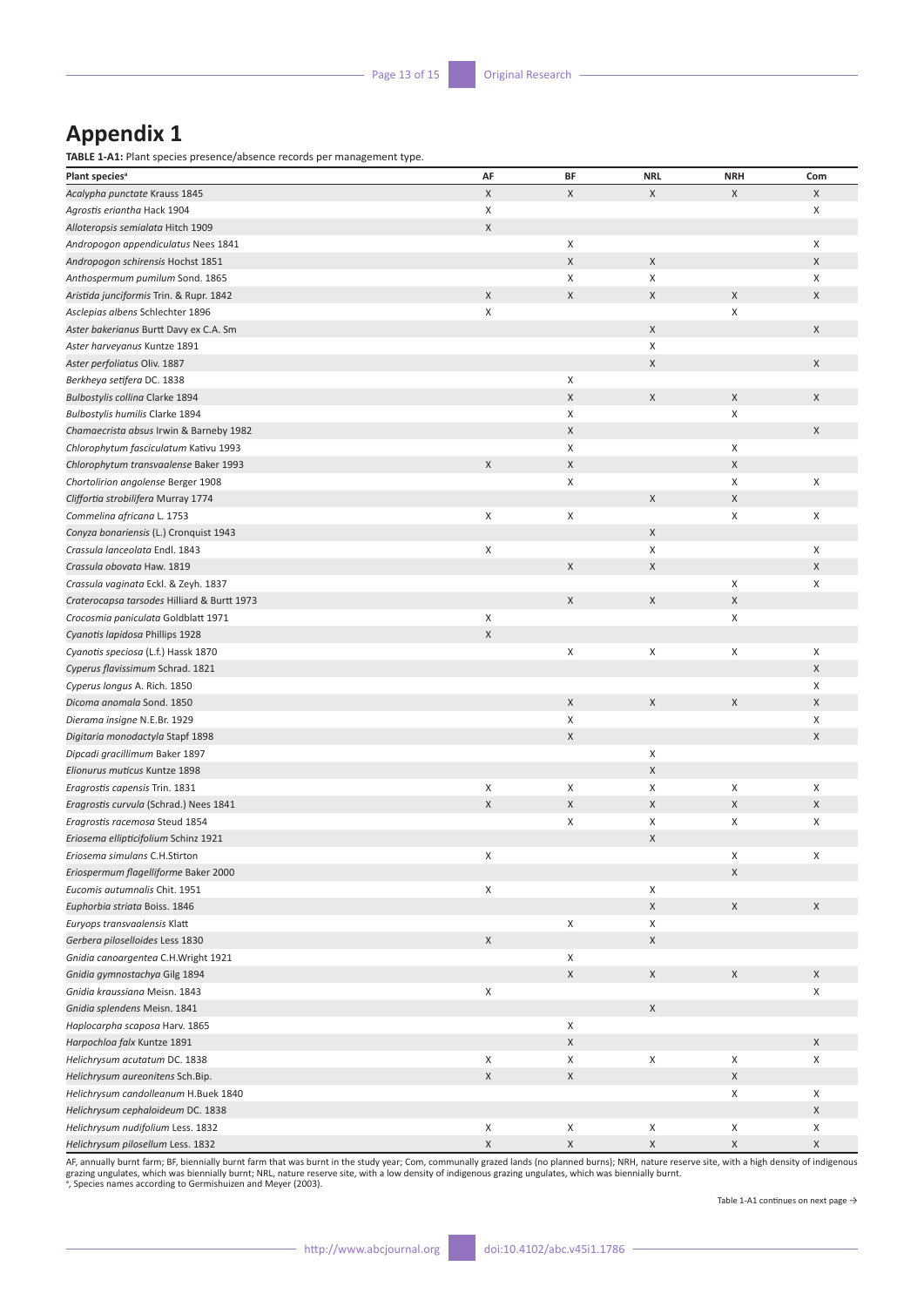# Appendix 1

**TABLE 1-A1:** Plant species presence/absence records per management type.

| Plant species[a] | AF | BF | NRL | NRH | Com |
|---|---|---|---|---|---|
| *Acalypha punctate* Krauss 1845 | X | X | X | X | X |
| *Agrostis eriantha* Hack 1904 | X | | | | X |
| *Alloteropsis semialata* Hitch 1909 | X | | | | |
| *Andropogon appendiculatus* Nees 1841 | | X | | | X |
| *Andropogon schirensis* Hochst 1851 | | X | X | | X |
| *Anthospermum pumilum* Sond. 1865 | | X | X | | X |
| *Aristida junciformis* Trin. & Rupr. 1842 | X | X | X | X | X |
| *Asclepias albens* Schlechter 1896 | X | | | X | |
| *Aster bakerianus* Burtt Davy ex C.A. Sm | | | X | | X |
| *Aster harveyanus* Kuntze 1891 | | | X | | |
| *Aster perfoliatus* Oliv. 1887 | | | X | | X |
| *Berkheya setifera* DC. 1838 | | X | | | |
| *Bulbostylis collina* Clarke 1894 | | X | X | X | X |
| *Bulbostylis humilis* Clarke 1894 | | X | | X | |
| *Chamaecrista absus* Irwin & Barneby 1982 | | X | | | X |
| *Chlorophytum fasciculatum* Kativu 1993 | | X | | X | |
| *Chlorophytum transvaalense* Baker 1993 | X | X | | X | |
| *Chortolirion angolense* Berger 1908 | | X | | X | X |
| *Cliffortia strobilifera* Murray 1774 | | | X | X | |
| *Commelina africana* L. 1753 | X | X | | X | X |
| *Conyza bonariensis* (L.) Cronquist 1943 | | | X | | |
| *Crassula lanceolata* Endl. 1843 | X | | X | | X |
| *Crassula obovata* Haw. 1819 | | X | X | | X |
| *Crassula vaginata* Eckl. & Zeyh. 1837 | | | | X | X |
| *Craterocapsa tarsodes* Hilliard & Burtt 1973 | | X | X | X | |
| *Crocosmia paniculata* Goldblatt 1971 | X | | | X | |
| *Cyanotis lapidosa* Phillips 1928 | X | | | | |
| *Cyanotis speciosa* (L.f.) Hassk 1870 | | X | X | X | X |
| *Cyperus flavissimum* Schrad. 1821 | | | | | X |
| *Cyperus longus* A. Rich. 1850 | | | | | X |
| *Dicoma anomala* Sond. 1850 | | X | X | X | X |
| *Dierama insigne* N.E.Br. 1929 | | X | | | X |
| *Digitaria monodactyla* Stapf 1898 | | X | | | X |
| *Dipcadi gracillimum* Baker 1897 | | | X | | |
| *Elionurus muticus* Kuntze 1898 | | | X | | |
| *Eragrostis capensis* Trin. 1831 | X | X | X | X | X |
| *Eragrostis curvula* (Schrad.) Nees 1841 | X | X | X | X | X |
| *Eragrostis racemosa* Steud 1854 | | X | X | X | X |
| *Eriosema ellipticifolium* Schinz 1921 | | | X | | |
| *Eriosema simulans* C.H.Stirton | X | | | X | X |
| *Eriospermum flagelliforme* Baker 2000 | | | | X | |
| *Eucomis autumnalis* Chit. 1951 | X | | X | | |
| *Euphorbia striata* Boiss. 1846 | | | X | X | X |
| *Euryops transvaalensis* Klatt | | X | X | | |
| *Gerbera piloselloides* Less 1830 | X | | X | | |
| *Gnidia canoargentea* C.H.Wright 1921 | | X | | | |
| *Gnidia gymnostachya* Gilg 1894 | | X | X | X | X |
| *Gnidia kraussiana* Meisn. 1843 | X | | | | X |
| *Gnidia splendens* Meisn. 1841 | | | X | | |
| *Haplocarpha scaposa* Harv. 1865 | | X | | | |
| *Harpochloa falx* Kuntze 1891 | | X | | | X |
| *Helichrysum acutatum* DC. 1838 | X | X | X | X | X |
| *Helichrysum aureonitens* Sch.Bip. | X | X | | X | |
| *Helichrysum candolleanum* H.Buek 1840 | | | | X | X |
| *Helichrysum cephaloideum* DC. 1838 | | | | | X |
| *Helichrysum nudifolium* Less. 1832 | X | X | X | X | X |
| *Helichrysum pilosellum* Less. 1832 | X | X | X | X | X |

AF, annually burnt farm; BF, biennially burnt farm that was burnt in the study year; Com, communally grazed lands (no planned burns); NRH, nature reserve site, with a high density of indigenous grazing ungulates, which was biennially burnt; NRL, nature reserve site, with a low density of indigenous grazing ungulates, which was biennially burnt.
[a], Species names according to Germishuizen and Meyer (2003).

Table 1-A1 continues on next page →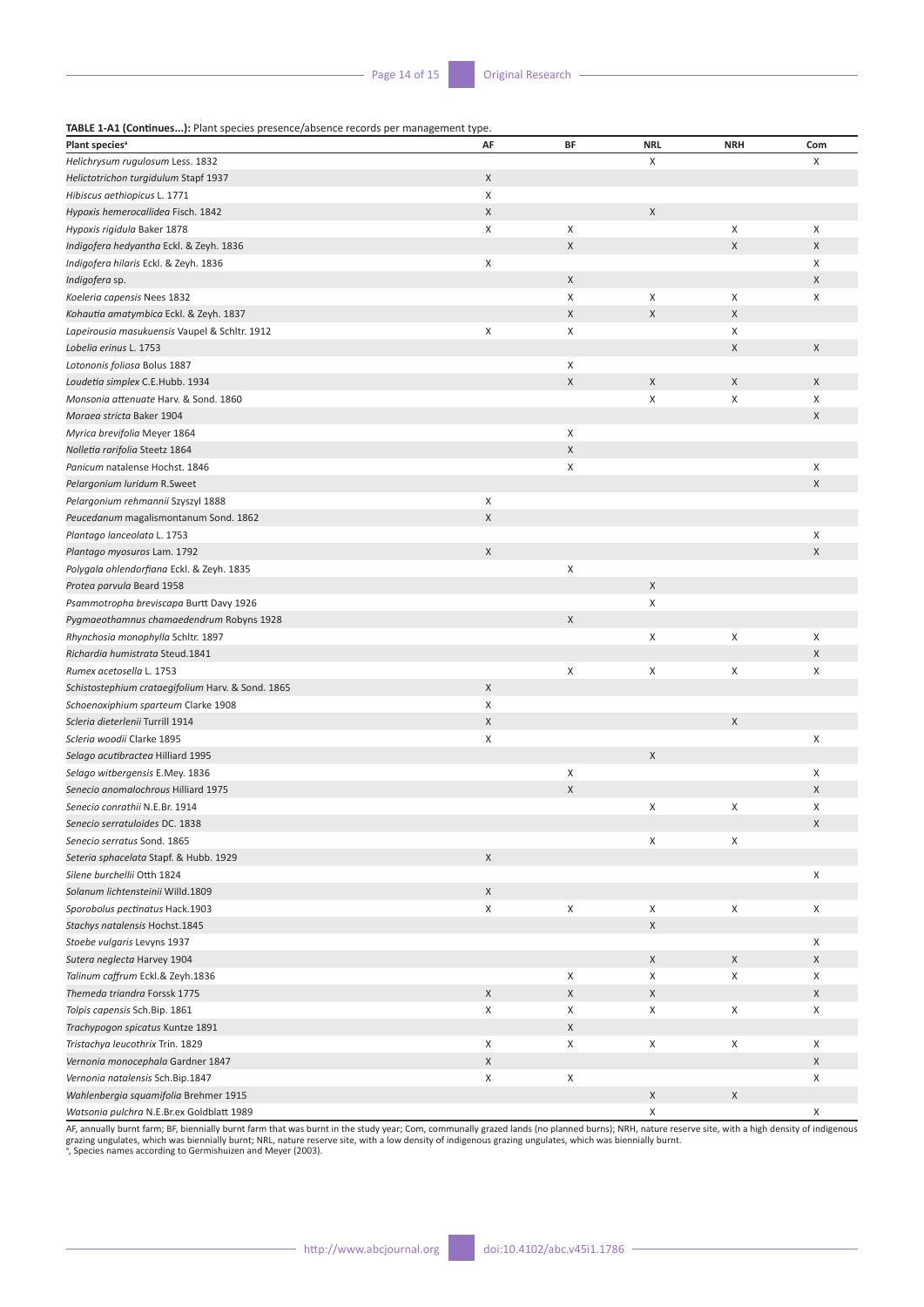**TABLE 1-A1 (Continues...):** Plant species presence/absence records per management type.

| Plant species[a] | AF | BF | NRL | NRH | Com |
|---|---|---|---|---|---|
| *Helichrysum rugulosum* Less. 1832 | | | X | | X |
| *Helictotrichon turgidulum* Stapf 1937 | X | | | | |
| *Hibiscus aethiopicus* L. 1771 | X | | | | |
| *Hypoxis hemerocallidea* Fisch. 1842 | X | | X | | |
| *Hypoxis rigidula* Baker 1878 | X | X | | X | X |
| *Indigofera hedyantha* Eckl. & Zeyh. 1836 | | X | | X | X |
| *Indigofera hilaris* Eckl. & Zeyh. 1836 | X | | | | X |
| *Indigofera* sp. | | X | | | X |
| *Koeleria capensis* Nees 1832 | | X | X | X | X |
| *Kohautia amatymbica* Eckl. & Zeyh. 1837 | | X | X | X | |
| *Lapeirousia masukuensis* Vaupel & Schltr. 1912 | X | X | | X | |
| *Lobelia erinus* L. 1753 | | | | X | X |
| *Lotononis foliosa* Bolus 1887 | | X | | | |
| *Loudetia simplex* C.E.Hubb. 1934 | | X | X | X | X |
| *Monsonia attenuate* Harv. & Sond. 1860 | | | X | X | X |
| *Moraea stricta* Baker 1904 | | | | | X |
| *Myrica brevifolia* Meyer 1864 | | X | | | |
| *Nolletia rarifolia* Steetz 1864 | | X | | | |
| *Panicum* natalense Hochst. 1846 | | X | | | X |
| *Pelargonium luridum* R.Sweet | | | | | X |
| *Pelargonium rehmannii* Szyszyl 1888 | X | | | | |
| *Peucedanum* magalismontanum Sond. 1862 | X | | | | |
| *Plantago lanceolata* L. 1753 | | | | | X |
| *Plantago myosuros* Lam. 1792 | X | | | | X |
| *Polygala ohlendorfiana* Eckl. & Zeyh. 1835 | | X | | | |
| *Protea parvula* Beard 1958 | | | X | | |
| *Psammotropha breviscapa* Burtt Davy 1926 | | | X | | |
| *Pygmaeothamnus chamaedendrum* Robyns 1928 | | X | | | |
| *Rhynchosia monophylla* Schltr. 1897 | | | X | X | X |
| *Richardia humistrata* Steud.1841 | | | | | X |
| *Rumex acetosella* L. 1753 | | X | X | X | X |
| *Schistostephium crataegifolium* Harv. & Sond. 1865 | X | | | | |
| *Schoenoxiphium sparteum* Clarke 1908 | X | | | | |
| *Scleria dieterlenii* Turrill 1914 | X | | | X | |
| *Scleria woodii* Clarke 1895 | X | | | | X |
| *Selago acutibractea* Hilliard 1995 | | | X | | |
| *Selago witbergensis* E.Mey. 1836 | | X | | | X |
| *Senecio anomalochrous* Hilliard 1975 | | X | | | X |
| *Senecio conrathii* N.E.Br. 1914 | | | X | X | X |
| *Senecio serratuloides* DC. 1838 | | | | | X |
| *Senecio serratus* Sond. 1865 | | | X | X | |
| *Setaria sphacelata* Stapf. & Hubb. 1929 | X | | | | |
| *Silene burchellii* Otth 1824 | | | | | X |
| *Solanum lichtensteinii* Willd.1809 | X | | | | |
| *Sporobolus pectinatus* Hack.1903 | X | X | X | X | X |
| *Stachys natalensis* Hochst.1845 | | | X | | |
| *Stoebe vulgaris* Levyns 1937 | | | | | X |
| *Sutera neglecta* Harvey 1904 | | | X | X | X |
| *Talinum caffrum* Eckl.& Zeyh.1836 | | X | X | X | X |
| *Themeda triandra* Forssk 1775 | X | X | X | | X |
| *Tolpis capensis* Sch.Bip. 1861 | X | X | X | X | X |
| *Trachypogon spicatus* Kuntze 1891 | | X | | | |
| *Tristachya leucothrix* Trin. 1829 | X | X | X | X | X |
| *Vernonia monocephala* Gardner 1847 | X | | | | X |
| *Vernonia natalensis* Sch.Bip.1847 | X | X | | | X |
| *Wahlenbergia squamifolia* Brehmer 1915 | | | X | X | |
| *Watsonia pulchra* N.E.Br.ex Goldblatt 1989 | | | X | | X |

AF, annually burnt farm; BF, biennially burnt farm that was burnt in the study year; Com, communally grazed lands (no planned burns); NRH, nature reserve site, with a high density of indigenous grazing ungulates, which was biennially burnt; NRL, nature reserve site, with a low density of indigenous grazing ungulates, which was biennially burnt.

[a], Species names according to Germishuizen and Meyer (2003).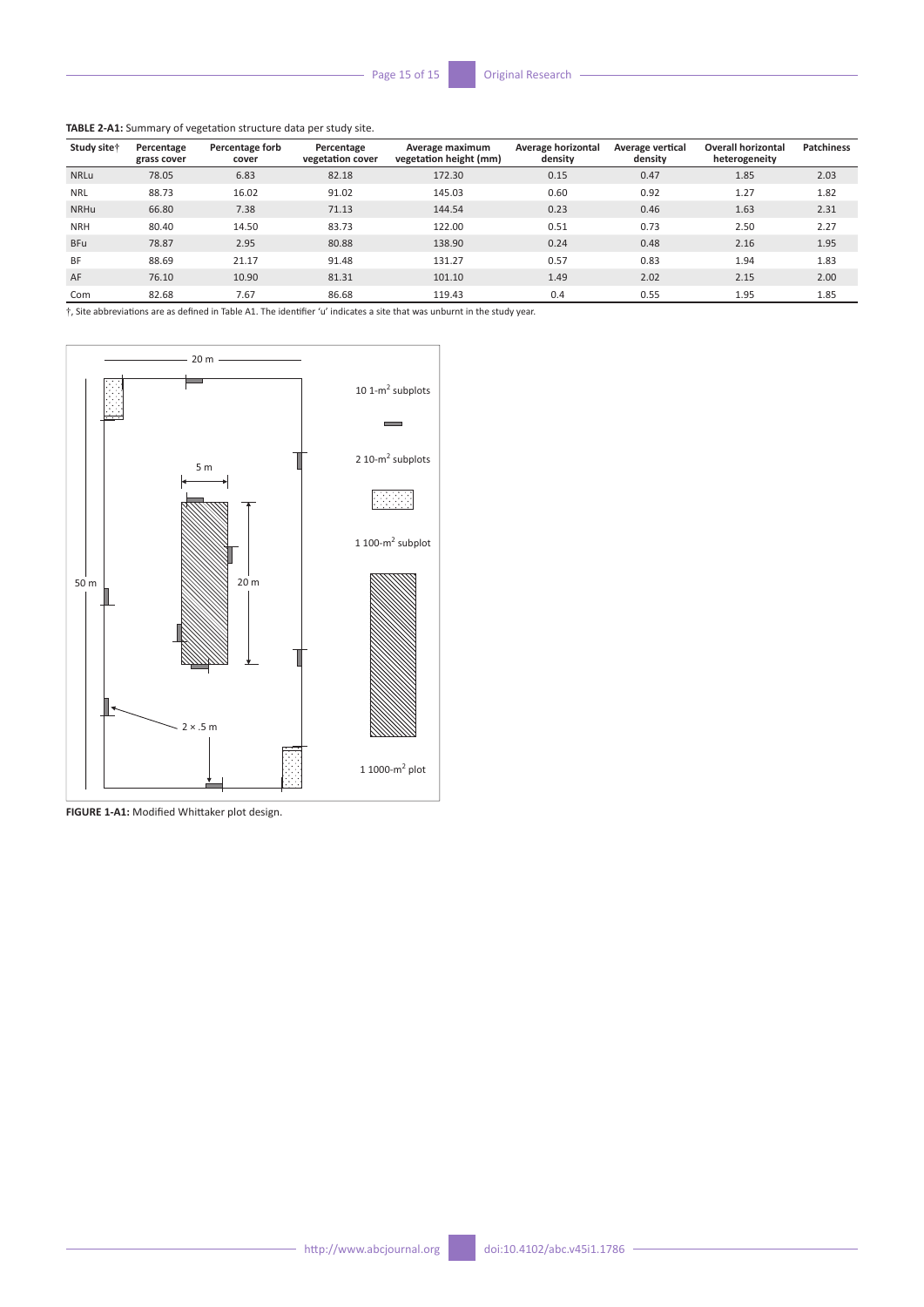**TABLE 2-A1:** Summary of vegetation structure data per study site.

| Study site† | Percentage grass cover | Percentage forb cover | Percentage vegetation cover | Average maximum vegetation height (mm) | Average horizontal density | Average vertical density | Overall horizontal heterogeneity | Patchiness |
|---|---|---|---|---|---|---|---|---|
| NRLu | 78.05 | 6.83 | 82.18 | 172.30 | 0.15 | 0.47 | 1.85 | 2.03 |
| NRL | 88.73 | 16.02 | 91.02 | 145.03 | 0.60 | 0.92 | 1.27 | 1.82 |
| NRHu | 66.80 | 7.38 | 71.13 | 144.54 | 0.23 | 0.46 | 1.63 | 2.31 |
| NRH | 80.40 | 14.50 | 83.73 | 122.00 | 0.51 | 0.73 | 2.50 | 2.27 |
| BFu | 78.87 | 2.95 | 80.88 | 138.90 | 0.24 | 0.48 | 2.16 | 1.95 |
| BF | 88.69 | 21.17 | 91.48 | 131.27 | 0.57 | 0.83 | 1.94 | 1.83 |
| AF | 76.10 | 10.90 | 81.31 | 101.10 | 1.49 | 2.02 | 2.15 | 2.00 |
| Com | 82.68 | 7.67 | 86.68 | 119.43 | 0.4 | 0.55 | 1.95 | 1.85 |

†, Site abbreviations are as defined in Table A1. The identifier 'u' indicates a site that was unburnt in the study year.

20 m

5 m

20 m

50 m

2 × .5 m

10 1-m² subplots

2 10-m² subplots

1 100-m² subplot

1 1000-m² plot

**FIGURE 1-A1:** Modified Whittaker plot design.